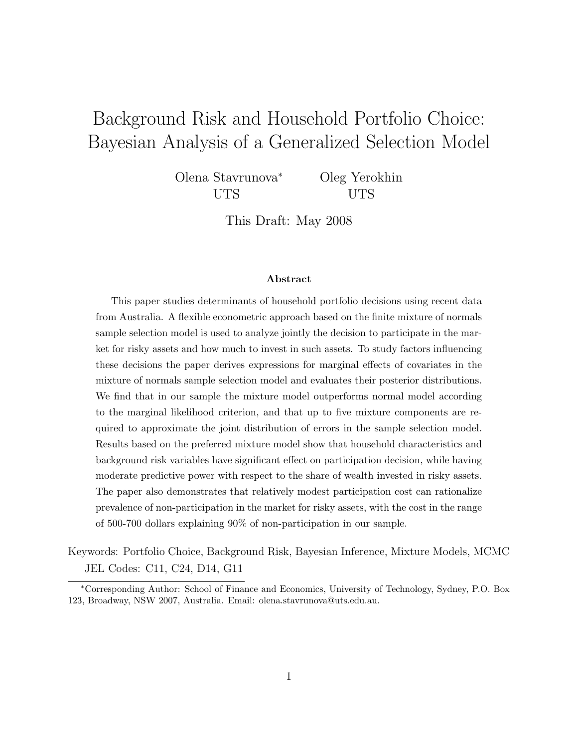# Background Risk and Household Portfolio Choice: Bayesian Analysis of a Generalized Selection Model

Olena Stavrunova[*] UTS

Oleg Yerokhin UTS

This Draft: May 2008

### Abstract

This paper studies determinants of household portfolio decisions using recent data from Australia. A flexible econometric approach based on the finite mixture of normals sample selection model is used to analyze jointly the decision to participate in the market for risky assets and how much to invest in such assets. To study factors influencing these decisions the paper derives expressions for marginal effects of covariates in the mixture of normals sample selection model and evaluates their posterior distributions. We find that in our sample the mixture model outperforms normal model according to the marginal likelihood criterion, and that up to five mixture components are required to approximate the joint distribution of errors in the sample selection model. Results based on the preferred mixture model show that household characteristics and background risk variables have significant effect on participation decision, while having moderate predictive power with respect to the share of wealth invested in risky assets. The paper also demonstrates that relatively modest participation cost can rationalize prevalence of non-participation in the market for risky assets, with the cost in the range of 500-700 dollars explaining 90% of non-participation in our sample.

Keywords: Portfolio Choice, Background Risk, Bayesian Inference, Mixture Models, MCMC
JEL Codes: C11, C24, D14, G11

[*]Corresponding Author: School of Finance and Economics, University of Technology, Sydney, P.O. Box 123, Broadway, NSW 2007, Australia. Email: olena.stavrunova@uts.edu.au.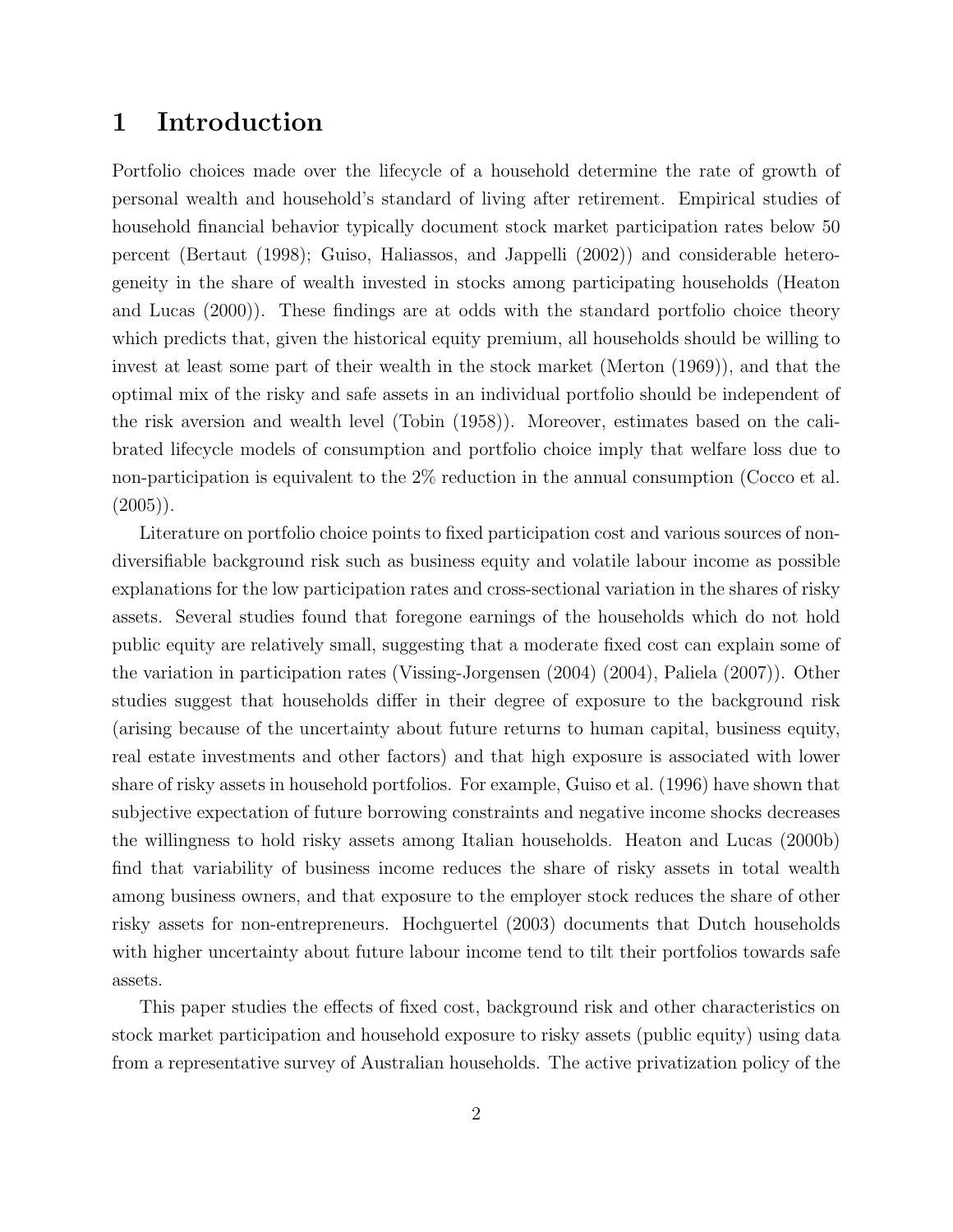# 1 Introduction

Portfolio choices made over the lifecycle of a household determine the rate of growth of personal wealth and household's standard of living after retirement. Empirical studies of household financial behavior typically document stock market participation rates below 50 percent (Bertaut (1998); Guiso, Haliassos, and Jappelli (2002)) and considerable heterogeneity in the share of wealth invested in stocks among participating households (Heaton and Lucas (2000)). These findings are at odds with the standard portfolio choice theory which predicts that, given the historical equity premium, all households should be willing to invest at least some part of their wealth in the stock market (Merton (1969)), and that the optimal mix of the risky and safe assets in an individual portfolio should be independent of the risk aversion and wealth level (Tobin (1958)). Moreover, estimates based on the calibrated lifecycle models of consumption and portfolio choice imply that welfare loss due to non-participation is equivalent to the 2% reduction in the annual consumption (Cocco et al. (2005)).

Literature on portfolio choice points to fixed participation cost and various sources of non-diversifiable background risk such as business equity and volatile labour income as possible explanations for the low participation rates and cross-sectional variation in the shares of risky assets. Several studies found that foregone earnings of the households which do not hold public equity are relatively small, suggesting that a moderate fixed cost can explain some of the variation in participation rates (Vissing-Jorgensen (2004) (2004), Paliela (2007)). Other studies suggest that households differ in their degree of exposure to the background risk (arising because of the uncertainty about future returns to human capital, business equity, real estate investments and other factors) and that high exposure is associated with lower share of risky assets in household portfolios. For example, Guiso et al. (1996) have shown that subjective expectation of future borrowing constraints and negative income shocks decreases the willingness to hold risky assets among Italian households. Heaton and Lucas (2000b) find that variability of business income reduces the share of risky assets in total wealth among business owners, and that exposure to the employer stock reduces the share of other risky assets for non-entrepreneurs. Hochguertel (2003) documents that Dutch households with higher uncertainty about future labour income tend to tilt their portfolios towards safe assets.

This paper studies the effects of fixed cost, background risk and other characteristics on stock market participation and household exposure to risky assets (public equity) using data from a representative survey of Australian households. The active privatization policy of the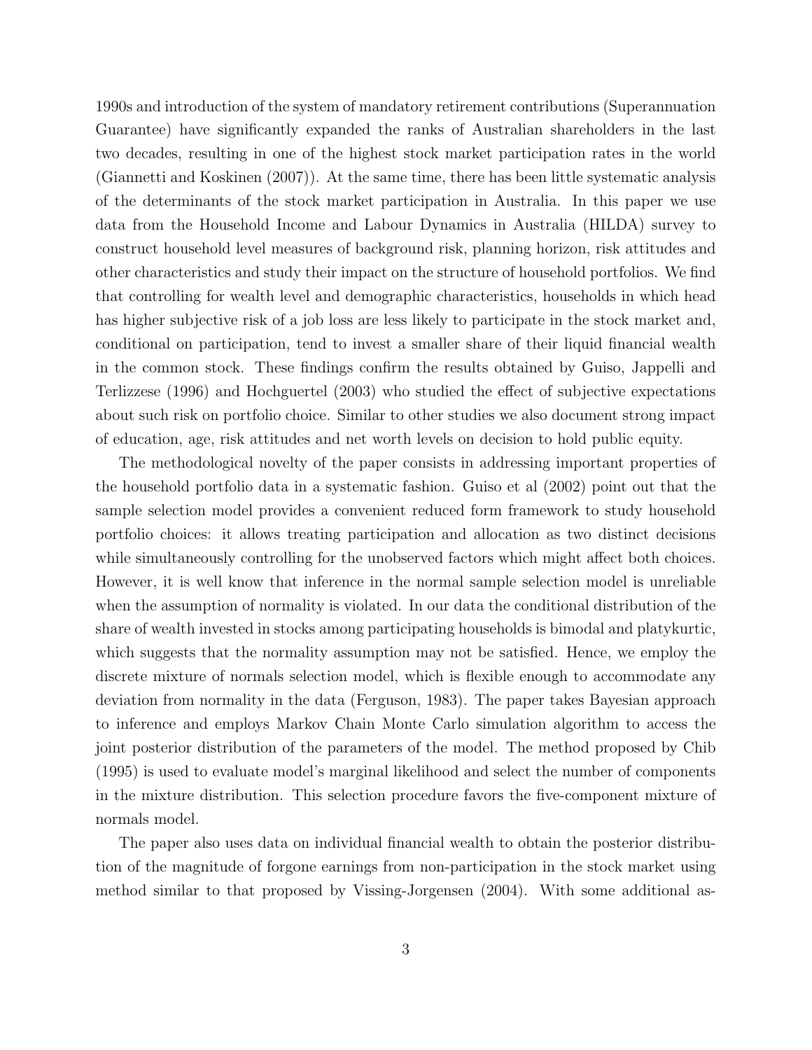1990s and introduction of the system of mandatory retirement contributions (Superannuation Guarantee) have significantly expanded the ranks of Australian shareholders in the last two decades, resulting in one of the highest stock market participation rates in the world (Giannetti and Koskinen (2007)). At the same time, there has been little systematic analysis of the determinants of the stock market participation in Australia. In this paper we use data from the Household Income and Labour Dynamics in Australia (HILDA) survey to construct household level measures of background risk, planning horizon, risk attitudes and other characteristics and study their impact on the structure of household portfolios. We find that controlling for wealth level and demographic characteristics, households in which head has higher subjective risk of a job loss are less likely to participate in the stock market and, conditional on participation, tend to invest a smaller share of their liquid financial wealth in the common stock. These findings confirm the results obtained by Guiso, Jappelli and Terlizzese (1996) and Hochguertel (2003) who studied the effect of subjective expectations about such risk on portfolio choice. Similar to other studies we also document strong impact of education, age, risk attitudes and net worth levels on decision to hold public equity.

The methodological novelty of the paper consists in addressing important properties of the household portfolio data in a systematic fashion. Guiso et al (2002) point out that the sample selection model provides a convenient reduced form framework to study household portfolio choices: it allows treating participation and allocation as two distinct decisions while simultaneously controlling for the unobserved factors which might affect both choices. However, it is well know that inference in the normal sample selection model is unreliable when the assumption of normality is violated. In our data the conditional distribution of the share of wealth invested in stocks among participating households is bimodal and platykurtic, which suggests that the normality assumption may not be satisfied. Hence, we employ the discrete mixture of normals selection model, which is flexible enough to accommodate any deviation from normality in the data (Ferguson, 1983). The paper takes Bayesian approach to inference and employs Markov Chain Monte Carlo simulation algorithm to access the joint posterior distribution of the parameters of the model. The method proposed by Chib (1995) is used to evaluate model's marginal likelihood and select the number of components in the mixture distribution. This selection procedure favors the five-component mixture of normals model.

The paper also uses data on individual financial wealth to obtain the posterior distribution of the magnitude of forgone earnings from non-participation in the stock market using method similar to that proposed by Vissing-Jorgensen (2004). With some additional as-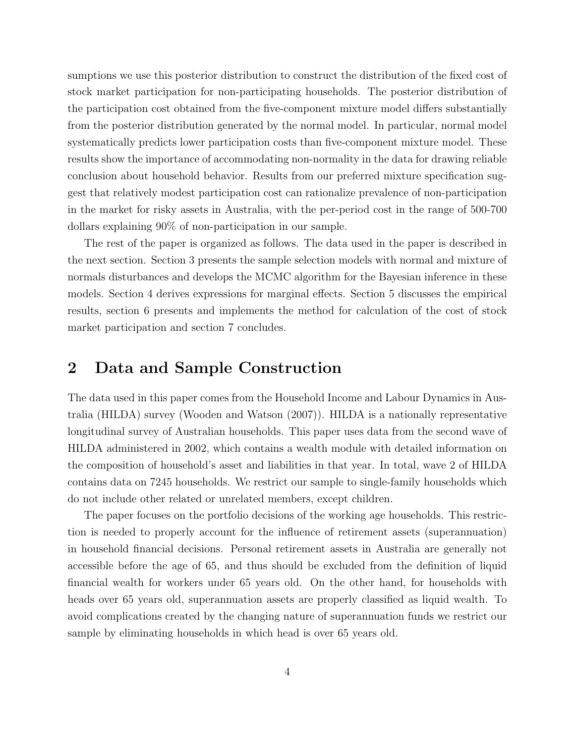sumptions we use this posterior distribution to construct the distribution of the fixed cost of stock market participation for non-participating households. The posterior distribution of the participation cost obtained from the five-component mixture model differs substantially from the posterior distribution generated by the normal model. In particular, normal model systematically predicts lower participation costs than five-component mixture model. These results show the importance of accommodating non-normality in the data for drawing reliable conclusion about household behavior. Results from our preferred mixture specification suggest that relatively modest participation cost can rationalize prevalence of non-participation in the market for risky assets in Australia, with the per-period cost in the range of 500-700 dollars explaining 90% of non-participation in our sample.

The rest of the paper is organized as follows. The data used in the paper is described in the next section. Section 3 presents the sample selection models with normal and mixture of normals disturbances and develops the MCMC algorithm for the Bayesian inference in these models. Section 4 derives expressions for marginal effects. Section 5 discusses the empirical results, section 6 presents and implements the method for calculation of the cost of stock market participation and section 7 concludes.

## 2 Data and Sample Construction

The data used in this paper comes from the Household Income and Labour Dynamics in Australia (HILDA) survey (Wooden and Watson (2007)). HILDA is a nationally representative longitudinal survey of Australian households. This paper uses data from the second wave of HILDA administered in 2002, which contains a wealth module with detailed information on the composition of household's asset and liabilities in that year. In total, wave 2 of HILDA contains data on 7245 households. We restrict our sample to single-family households which do not include other related or unrelated members, except children.

The paper focuses on the portfolio decisions of the working age households. This restriction is needed to properly account for the influence of retirement assets (superannuation) in household financial decisions. Personal retirement assets in Australia are generally not accessible before the age of 65, and thus should be excluded from the definition of liquid financial wealth for workers under 65 years old. On the other hand, for households with heads over 65 years old, superannuation assets are properly classified as liquid wealth. To avoid complications created by the changing nature of superannuation funds we restrict our sample by eliminating households in which head is over 65 years old.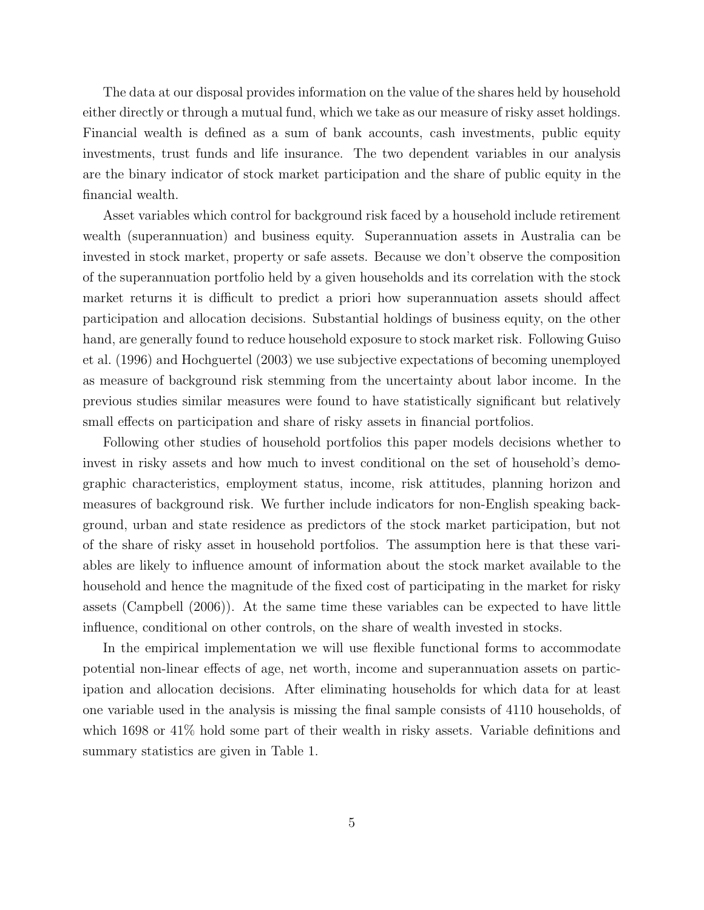The data at our disposal provides information on the value of the shares held by household either directly or through a mutual fund, which we take as our measure of risky asset holdings. Financial wealth is defined as a sum of bank accounts, cash investments, public equity investments, trust funds and life insurance. The two dependent variables in our analysis are the binary indicator of stock market participation and the share of public equity in the financial wealth.

Asset variables which control for background risk faced by a household include retirement wealth (superannuation) and business equity. Superannuation assets in Australia can be invested in stock market, property or safe assets. Because we don't observe the composition of the superannuation portfolio held by a given households and its correlation with the stock market returns it is difficult to predict a priori how superannuation assets should affect participation and allocation decisions. Substantial holdings of business equity, on the other hand, are generally found to reduce household exposure to stock market risk. Following Guiso et al. (1996) and Hochguertel (2003) we use subjective expectations of becoming unemployed as measure of background risk stemming from the uncertainty about labor income. In the previous studies similar measures were found to have statistically significant but relatively small effects on participation and share of risky assets in financial portfolios.

Following other studies of household portfolios this paper models decisions whether to invest in risky assets and how much to invest conditional on the set of household's demographic characteristics, employment status, income, risk attitudes, planning horizon and measures of background risk. We further include indicators for non-English speaking background, urban and state residence as predictors of the stock market participation, but not of the share of risky asset in household portfolios. The assumption here is that these variables are likely to influence amount of information about the stock market available to the household and hence the magnitude of the fixed cost of participating in the market for risky assets (Campbell (2006)). At the same time these variables can be expected to have little influence, conditional on other controls, on the share of wealth invested in stocks.

In the empirical implementation we will use flexible functional forms to accommodate potential non-linear effects of age, net worth, income and superannuation assets on participation and allocation decisions. After eliminating households for which data for at least one variable used in the analysis is missing the final sample consists of 4110 households, of which 1698 or 41% hold some part of their wealth in risky assets. Variable definitions and summary statistics are given in Table 1.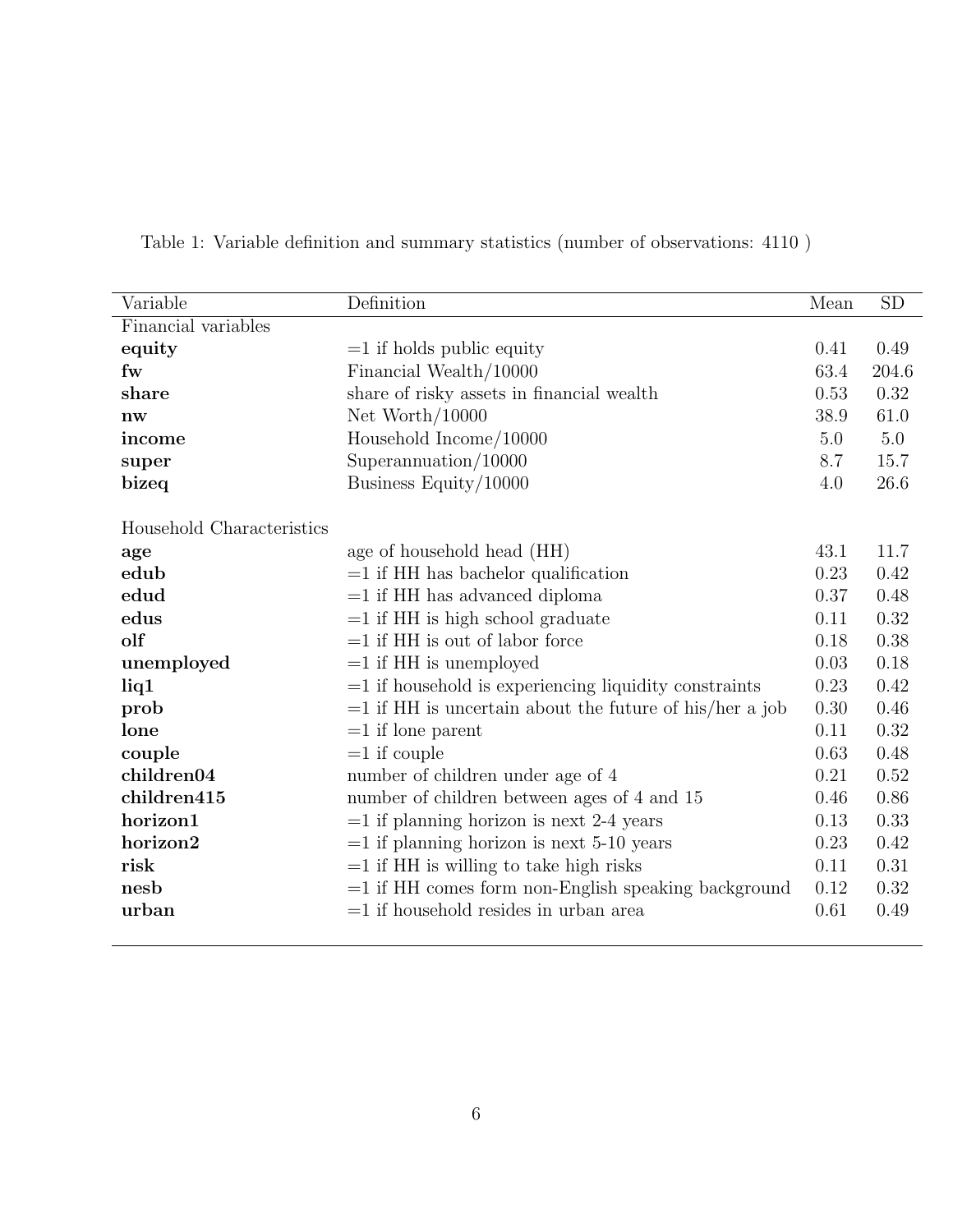Table 1: Variable definition and summary statistics (number of observations: 4110 )

| Variable | Definition | Mean | SD |
|---|---|---|---|
| Financial variables | | | |
| **equity** | =1 if holds public equity | 0.41 | 0.49 |
| **fw** | Financial Wealth/10000 | 63.4 | 204.6 |
| **share** | share of risky assets in financial wealth | 0.53 | 0.32 |
| **nw** | Net Worth/10000 | 38.9 | 61.0 |
| **income** | Household Income/10000 | 5.0 | 5.0 |
| **super** | Superannuation/10000 | 8.7 | 15.7 |
| **bizeq** | Business Equity/10000 | 4.0 | 26.6 |
| Household Characteristics | | | |
| **age** | age of household head (HH) | 43.1 | 11.7 |
| **edub** | =1 if HH has bachelor qualification | 0.23 | 0.42 |
| **edud** | =1 if HH has advanced diploma | 0.37 | 0.48 |
| **edus** | =1 if HH is high school graduate | 0.11 | 0.32 |
| **olf** | =1 if HH is out of labor force | 0.18 | 0.38 |
| **unemployed** | =1 if HH is unemployed | 0.03 | 0.18 |
| **liq1** | =1 if household is experiencing liquidity constraints | 0.23 | 0.42 |
| **prob** | =1 if HH is uncertain about the future of his/her a job | 0.30 | 0.46 |
| **lone** | =1 if lone parent | 0.11 | 0.32 |
| **couple** | =1 if couple | 0.63 | 0.48 |
| **children04** | number of children under age of 4 | 0.21 | 0.52 |
| **children415** | number of children between ages of 4 and 15 | 0.46 | 0.86 |
| **horizon1** | =1 if planning horizon is next 2-4 years | 0.13 | 0.33 |
| **horizon2** | =1 if planning horizon is next 5-10 years | 0.23 | 0.42 |
| **risk** | =1 if HH is willing to take high risks | 0.11 | 0.31 |
| **nesb** | =1 if HH comes form non-English speaking background | 0.12 | 0.32 |
| **urban** | =1 if household resides in urban area | 0.61 | 0.49 |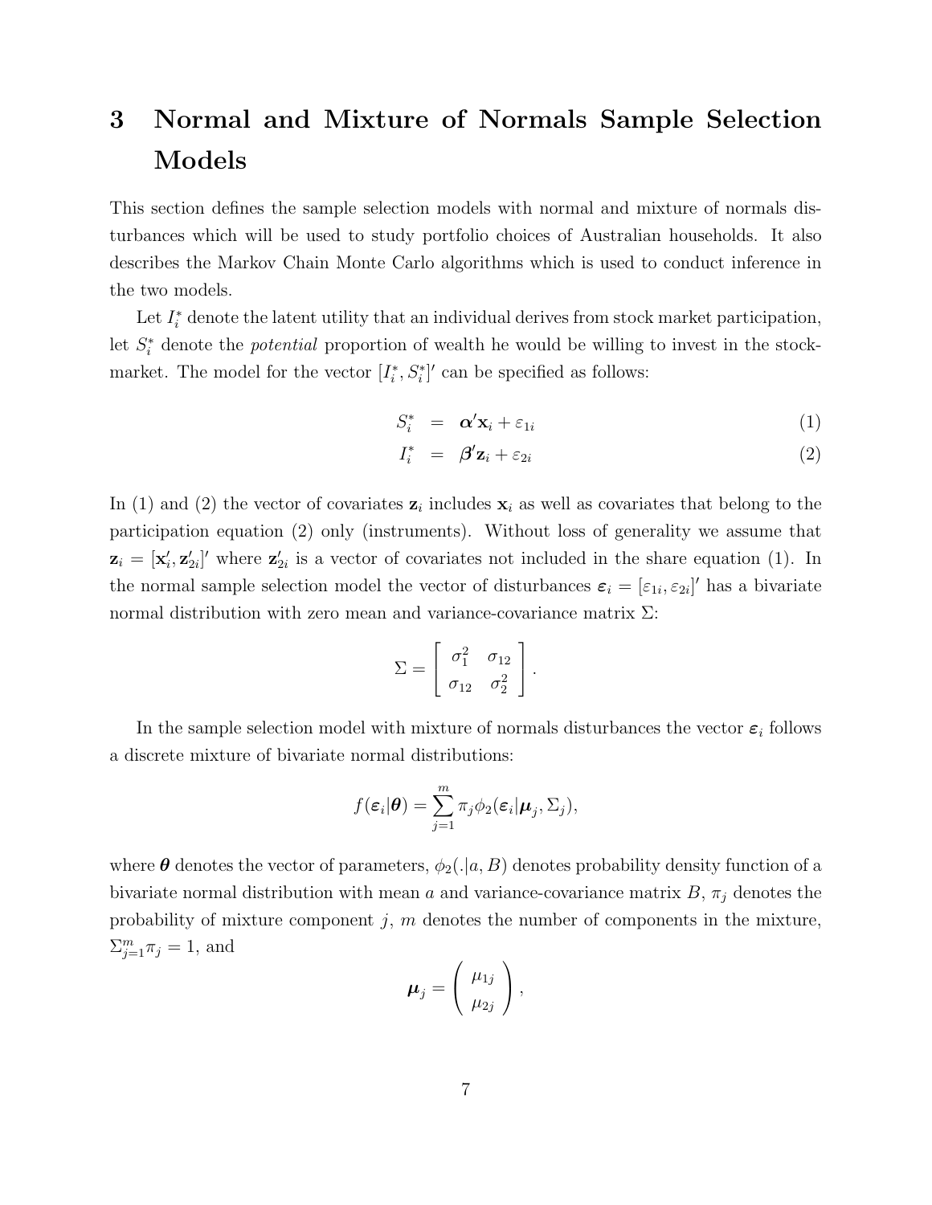# 3 Normal and Mixture of Normals Sample Selection Models

This section defines the sample selection models with normal and mixture of normals disturbances which will be used to study portfolio choices of Australian households. It also describes the Markov Chain Monte Carlo algorithms which is used to conduct inference in the two models.

Let $I_i^*$ denote the latent utility that an individual derives from stock market participation, let $S_i^*$ denote the *potential* proportion of wealth he would be willing to invest in the stock-market. The model for the vector $[I_i^*, S_i^*]'$ can be specified as follows:

$$
\begin{aligned}
S_i^* &= \boldsymbol{\alpha}'\mathbf{x}_i + \varepsilon_{1i} \qquad (1) \\
I_i^* &= \boldsymbol{\beta}'\mathbf{z}_i + \varepsilon_{2i} \qquad (2)
\end{aligned}
$$

In (1) and (2) the vector of covariates $\mathbf{z}_i$ includes $\mathbf{x}_i$ as well as covariates that belong to the participation equation (2) only (instruments). Without loss of generality we assume that $\mathbf{z}_i = [\mathbf{x}_i', \mathbf{z}_{2i}']'$ where $\mathbf{z}_{2i}'$ is a vector of covariates not included in the share equation (1). In the normal sample selection model the vector of disturbances $\boldsymbol{\varepsilon}_i = [\varepsilon_{1i}, \varepsilon_{2i}]'$ has a bivariate normal distribution with zero mean and variance-covariance matrix $\Sigma$:

$$
\Sigma = \begin{bmatrix} \sigma_1^2 & \sigma_{12} \\ \sigma_{12} & \sigma_2^2 \end{bmatrix}.
$$

In the sample selection model with mixture of normals disturbances the vector $\boldsymbol{\varepsilon}_i$ follows a discrete mixture of bivariate normal distributions:

$$
f(\boldsymbol{\varepsilon}_i|\boldsymbol{\theta}) = \sum_{j=1}^{m} \pi_j \phi_2(\boldsymbol{\varepsilon}_i|\boldsymbol{\mu}_j, \Sigma_j),
$$

where $\boldsymbol{\theta}$ denotes the vector of parameters, $\phi_2(.|a, B)$ denotes probability density function of a bivariate normal distribution with mean $a$ and variance-covariance matrix $B$, $\pi_j$ denotes the probability of mixture component $j$, $m$ denotes the number of components in the mixture, $\Sigma_{j=1}^{m}\pi_j = 1$, and

$$
\boldsymbol{\mu}_j = \begin{pmatrix} \mu_{1j} \\ \mu_{2j} \end{pmatrix},
$$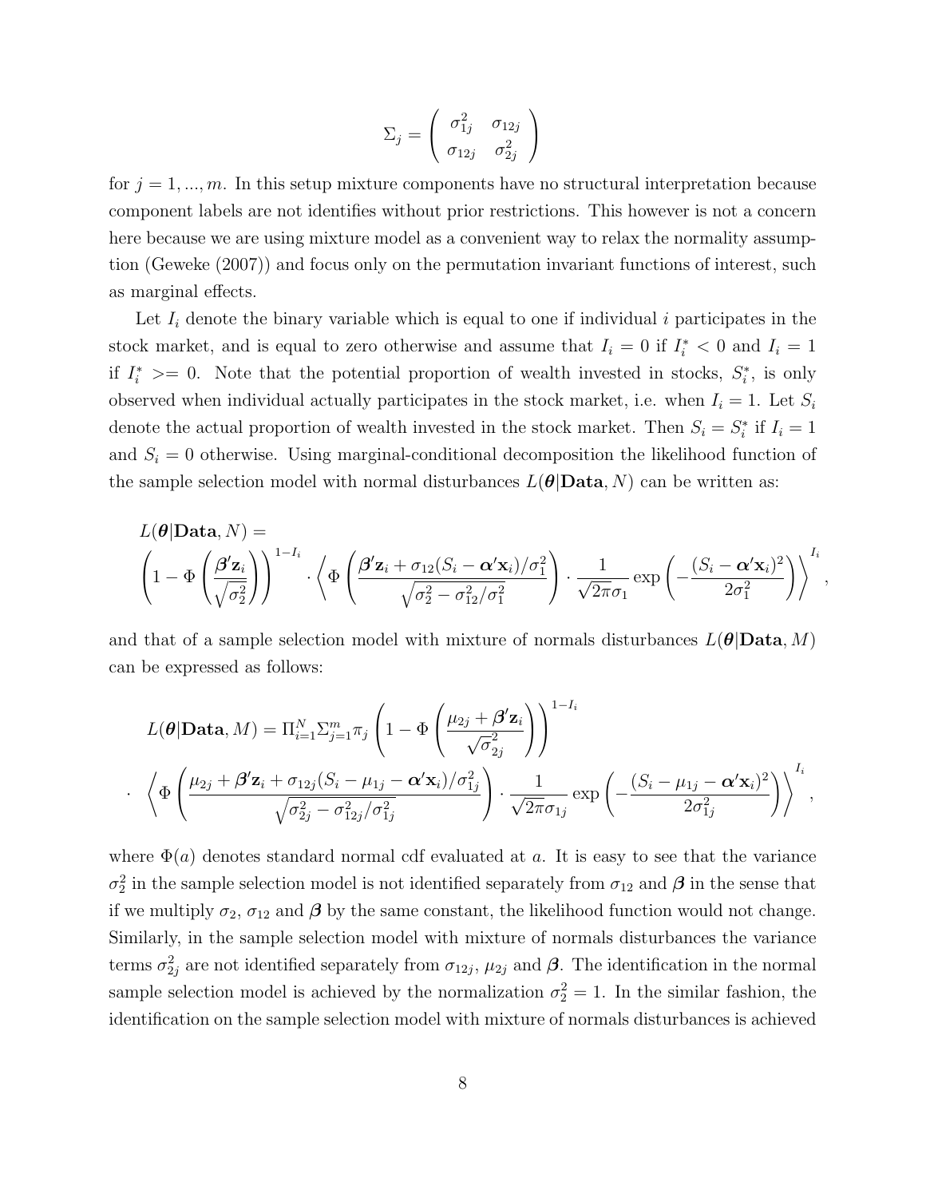$$
\Sigma_j = \begin{pmatrix} \sigma_{1j}^2 & \sigma_{12j} \\ \sigma_{12j} & \sigma_{2j}^2 \end{pmatrix}
$$

for $j = 1, ..., m$. In this setup mixture components have no structural interpretation because component labels are not identifies without prior restrictions. This however is not a concern here because we are using mixture model as a convenient way to relax the normality assumption (Geweke (2007)) and focus only on the permutation invariant functions of interest, such as marginal effects.

Let $I_i$ denote the binary variable which is equal to one if individual $i$ participates in the stock market, and is equal to zero otherwise and assume that $I_i = 0$ if $I_i^* < 0$ and $I_i = 1$ if $I_i^* >= 0$. Note that the potential proportion of wealth invested in stocks, $S_i^*$, is only observed when individual actually participates in the stock market, i.e. when $I_i = 1$. Let $S_i$ denote the actual proportion of wealth invested in the stock market. Then $S_i = S_i^*$ if $I_i = 1$ and $S_i = 0$ otherwise. Using marginal-conditional decomposition the likelihood function of the sample selection model with normal disturbances $L(\boldsymbol{\theta}|\mathbf{Data}, N)$ can be written as:

$$
L(\boldsymbol{\theta}|\mathbf{Data}, N) =
$$
$$
\left(1 - \Phi\left(\frac{\boldsymbol{\beta}'\mathbf{z}_i}{\sqrt{\sigma_2^2}}\right)\right)^{1-I_i} \cdot \left\langle \Phi\left(\frac{\boldsymbol{\beta}'\mathbf{z}_i + \sigma_{12}(S_i - \boldsymbol{\alpha}'\mathbf{x}_i)/\sigma_1^2}{\sqrt{\sigma_2^2 - \sigma_{12}^2/\sigma_1^2}}\right) \cdot \frac{1}{\sqrt{2\pi}\sigma_1} \exp\left(-\frac{(S_i - \boldsymbol{\alpha}'\mathbf{x}_i)^2}{2\sigma_1^2}\right) \right\rangle^{I_i},
$$

and that of a sample selection model with mixture of normals disturbances $L(\boldsymbol{\theta}|\mathbf{Data}, M)$ can be expressed as follows:

$$
L(\boldsymbol{\theta}|\mathbf{Data}, M) = \Pi_{i=1}^N \Sigma_{j=1}^m \pi_j \left(1 - \Phi\left(\frac{\mu_{2j} + \boldsymbol{\beta}'\mathbf{z}_i}{\sqrt{\sigma_{2j}^2}}\right)\right)^{1-I_i}
$$
$$
\cdot \quad \left\langle \Phi\left(\frac{\mu_{2j} + \boldsymbol{\beta}'\mathbf{z}_i + \sigma_{12j}(S_i - \mu_{1j} - \boldsymbol{\alpha}'\mathbf{x}_i)/\sigma_{1j}^2}{\sqrt{\sigma_{2j}^2 - \sigma_{12j}^2/\sigma_{1j}^2}}\right) \cdot \frac{1}{\sqrt{2\pi}\sigma_{1j}} \exp\left(-\frac{(S_i - \mu_{1j} - \boldsymbol{\alpha}'\mathbf{x}_i)^2}{2\sigma_{1j}^2}\right) \right\rangle^{I_i},
$$

where $\Phi(a)$ denotes standard normal cdf evaluated at $a$. It is easy to see that the variance $\sigma_2^2$ in the sample selection model is not identified separately from $\sigma_{12}$ and $\boldsymbol{\beta}$ in the sense that if we multiply $\sigma_2$, $\sigma_{12}$ and $\boldsymbol{\beta}$ by the same constant, the likelihood function would not change. Similarly, in the sample selection model with mixture of normals disturbances the variance terms $\sigma_{2j}^2$ are not identified separately from $\sigma_{12j}$, $\mu_{2j}$ and $\boldsymbol{\beta}$. The identification in the normal sample selection model is achieved by the normalization $\sigma_2^2 = 1$. In the similar fashion, the identification on the sample selection model with mixture of normals disturbances is achieved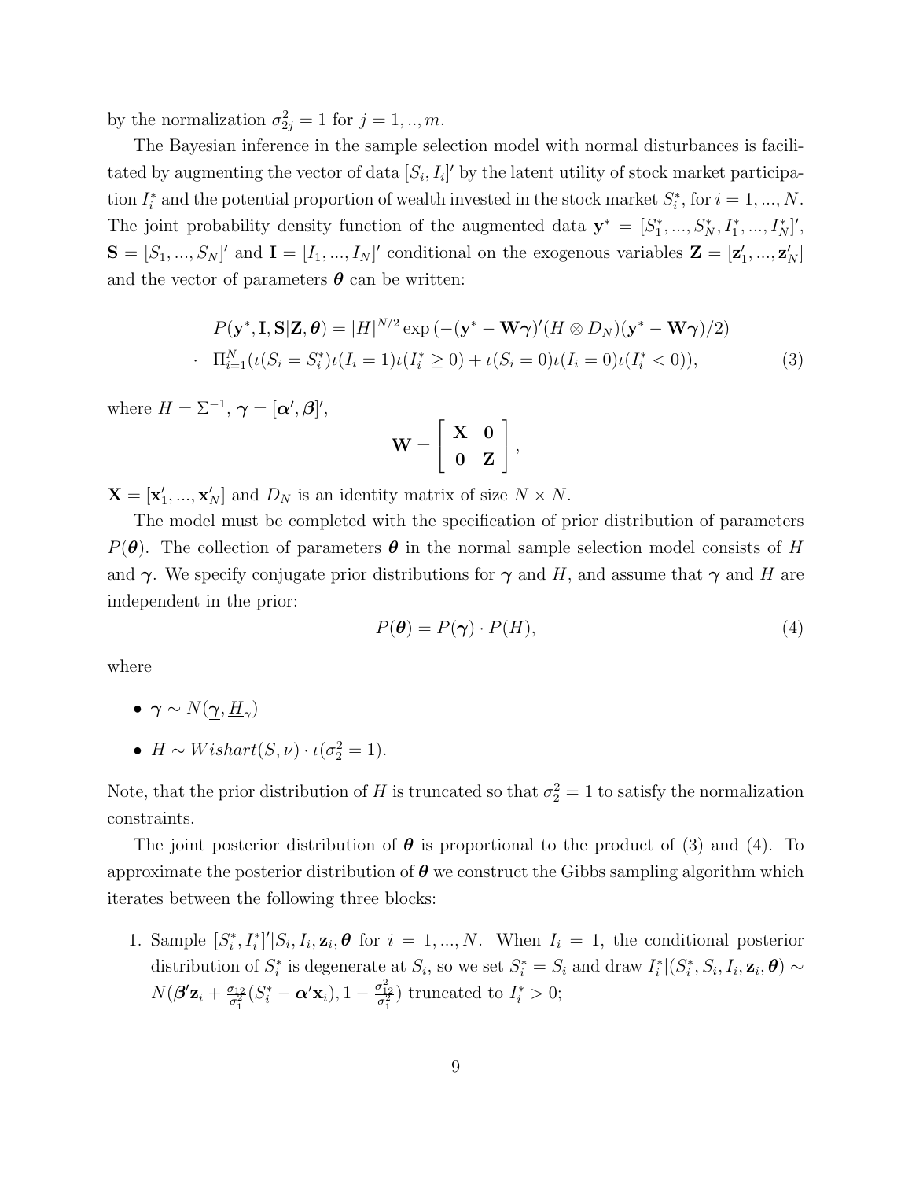by the normalization $\sigma_{2j}^2 = 1$ for $j = 1, .., m$.

The Bayesian inference in the sample selection model with normal disturbances is facilitated by augmenting the vector of data $[S_i, I_i]'$ by the latent utility of stock market participation $I_i^*$ and the potential proportion of wealth invested in the stock market $S_i^*$, for $i = 1, ..., N$. The joint probability density function of the augmented data $\mathbf{y}^* = [S_1^*, ..., S_N^*, I_1^*, ..., I_N^*]'$, $\mathbf{S} = [S_1, ..., S_N]'$ and $\mathbf{I} = [I_1, ..., I_N]'$ conditional on the exogenous variables $\mathbf{Z} = [\mathbf{z}_1', ..., \mathbf{z}_N']$ and the vector of parameters $\boldsymbol{\theta}$ can be written:

$$
\begin{aligned}
P(\mathbf{y}^*, \mathbf{I}, \mathbf{S} | \mathbf{Z}, \boldsymbol{\theta}) &= |H|^{N/2} \exp\left(-(\mathbf{y}^* - \mathbf{W}\boldsymbol{\gamma})'(H \otimes D_N)(\mathbf{y}^* - \mathbf{W}\boldsymbol{\gamma})/2\right) \\
\cdot \quad & \Pi_{i=1}^N (\iota(S_i = S_i^*)\iota(I_i = 1)\iota(I_i^* \geq 0) + \iota(S_i = 0)\iota(I_i = 0)\iota(I_i^* < 0)),
\end{aligned} \tag{3}
$$

where $H = \Sigma^{-1}$, $\boldsymbol{\gamma} = [\boldsymbol{\alpha}', \boldsymbol{\beta}]'$,

$$
\mathbf{W} = \begin{bmatrix} \mathbf{X} & \mathbf{0} \\ \mathbf{0} & \mathbf{Z} \end{bmatrix},
$$

$\mathbf{X} = [\mathbf{x}_1', ..., \mathbf{x}_N']$ and $D_N$ is an identity matrix of size $N \times N$.

The model must be completed with the specification of prior distribution of parameters $P(\boldsymbol{\theta})$. The collection of parameters $\boldsymbol{\theta}$ in the normal sample selection model consists of $H$ and $\boldsymbol{\gamma}$. We specify conjugate prior distributions for $\boldsymbol{\gamma}$ and $H$, and assume that $\boldsymbol{\gamma}$ and $H$ are independent in the prior:

$$
P(\boldsymbol{\theta}) = P(\boldsymbol{\gamma}) \cdot P(H), \tag{4}
$$

where

- $\boldsymbol{\gamma} \sim N(\underline{\boldsymbol{\gamma}}, \underline{H}_\gamma)$
- $H \sim Wishart(\underline{S}, \nu) \cdot \iota(\sigma_2^2 = 1)$.

Note, that the prior distribution of $H$ is truncated so that $\sigma_2^2 = 1$ to satisfy the normalization constraints.

The joint posterior distribution of $\boldsymbol{\theta}$ is proportional to the product of (3) and (4). To approximate the posterior distribution of $\boldsymbol{\theta}$ we construct the Gibbs sampling algorithm which iterates between the following three blocks:

1. Sample $[S_i^*, I_i^*]' | S_i, I_i, \mathbf{z}_i, \boldsymbol{\theta}$ for $i = 1, ..., N$. When $I_i = 1$, the conditional posterior distribution of $S_i^*$ is degenerate at $S_i$, so we set $S_i^* = S_i$ and draw $I_i^* | (S_i^*, S_i, I_i, \mathbf{z}_i, \boldsymbol{\theta}) \sim N(\boldsymbol{\beta}'\mathbf{z}_i + \frac{\sigma_{12}}{\sigma_1^2}(S_i^* - \boldsymbol{\alpha}'\mathbf{x}_i), 1 - \frac{\sigma_{12}^2}{\sigma_1^2})$ truncated to $I_i^* > 0$;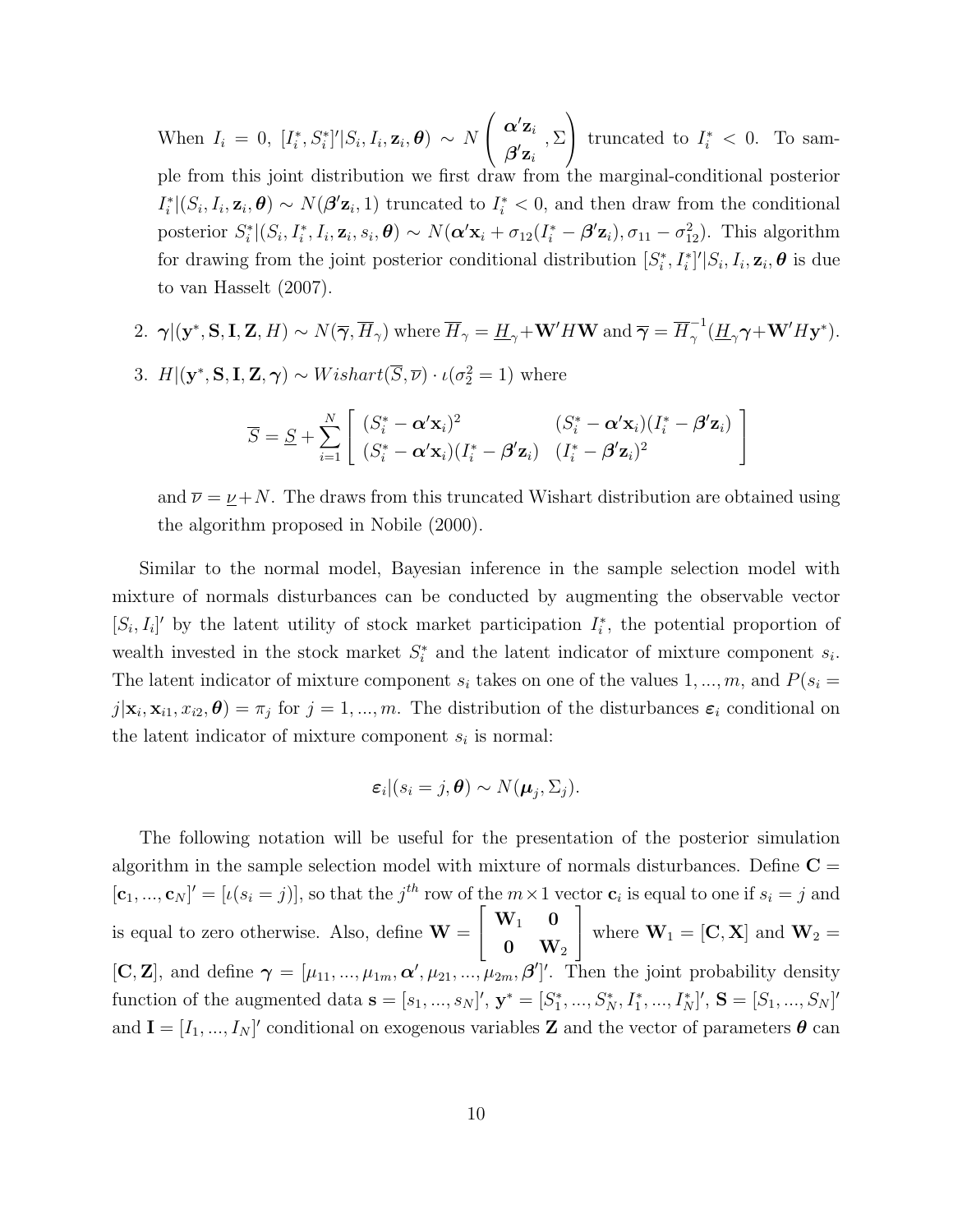When $I_i = 0$, $[I_i^*, S_i^*]'|S_i, I_i, \mathbf{z}_i, \boldsymbol{\theta}) \sim N\left(\begin{array}{c} \boldsymbol{\alpha}'\mathbf{z}_i \\ \boldsymbol{\beta}'\mathbf{z}_i \end{array}, \Sigma\right)$ truncated to $I_i^* < 0$. To sample from this joint distribution we first draw from the marginal-conditional posterior $I_i^*|(S_i, I_i, \mathbf{z}_i, \boldsymbol{\theta}) \sim N(\boldsymbol{\beta}'\mathbf{z}_i, 1)$ truncated to $I_i^* < 0$, and then draw from the conditional posterior $S_i^*|(S_i, I_i^*, I_i, \mathbf{z}_i, s_i, \boldsymbol{\theta}) \sim N(\boldsymbol{\alpha}'\mathbf{x}_i + \sigma_{12}(I_i^* - \boldsymbol{\beta}'\mathbf{z}_i), \sigma_{11} - \sigma_{12}^2)$. This algorithm for drawing from the joint posterior conditional distribution $[S_i^*, I_i^*]'|S_i, I_i, \mathbf{z}_i, \boldsymbol{\theta}$ is due to van Hasselt (2007).

2. $\boldsymbol{\gamma}|(\mathbf{y}^*, \mathbf{S}, \mathbf{I}, \mathbf{Z}, H) \sim N(\overline{\boldsymbol{\gamma}}, \overline{H}_\gamma)$ where $\overline{H}_\gamma = \underline{H}_\gamma + \mathbf{W}'H\mathbf{W}$ and $\overline{\boldsymbol{\gamma}} = \overline{H}_\gamma^{-1}(\underline{H}_\gamma\boldsymbol{\gamma} + \mathbf{W}'H\mathbf{y}^*)$.

3. $H|(\mathbf{y}^*, \mathbf{S}, \mathbf{I}, \mathbf{Z}, \boldsymbol{\gamma}) \sim Wishart(\overline{S}, \overline{\nu}) \cdot \iota(\sigma_2^2 = 1)$ where

$$\overline{S} = \underline{S} + \sum_{i=1}^{N} \left[ \begin{array}{cc} (S_i^* - \boldsymbol{\alpha}'\mathbf{x}_i)^2 & (S_i^* - \boldsymbol{\alpha}'\mathbf{x}_i)(I_i^* - \boldsymbol{\beta}'\mathbf{z}_i) \\ (S_i^* - \boldsymbol{\alpha}'\mathbf{x}_i)(I_i^* - \boldsymbol{\beta}'\mathbf{z}_i) & (I_i^* - \boldsymbol{\beta}'\mathbf{z}_i)^2 \end{array} \right]$$

and $\overline{\nu} = \underline{\nu} + N$. The draws from this truncated Wishart distribution are obtained using the algorithm proposed in Nobile (2000).

Similar to the normal model, Bayesian inference in the sample selection model with mixture of normals disturbances can be conducted by augmenting the observable vector $[S_i, I_i]'$ by the latent utility of stock market participation $I_i^*$, the potential proportion of wealth invested in the stock market $S_i^*$ and the latent indicator of mixture component $s_i$. The latent indicator of mixture component $s_i$ takes on one of the values $1, ..., m$, and $P(s_i = j|\mathbf{x}_i, \mathbf{x}_{i1}, x_{i2}, \boldsymbol{\theta}) = \pi_j$ for $j = 1, ..., m$. The distribution of the disturbances $\boldsymbol{\varepsilon}_i$ conditional on the latent indicator of mixture component $s_i$ is normal:

$$\boldsymbol{\varepsilon}_i|(s_i = j, \boldsymbol{\theta}) \sim N(\boldsymbol{\mu}_j, \Sigma_j).$$

The following notation will be useful for the presentation of the posterior simulation algorithm in the sample selection model with mixture of normals disturbances. Define $\mathbf{C} = [\mathbf{c}_1, ..., \mathbf{c}_N]' = [\iota(s_i = j)]$, so that the $j^{th}$ row of the $m \times 1$ vector $\mathbf{c}_i$ is equal to one if $s_i = j$ and is equal to zero otherwise. Also, define $\mathbf{W} = \left[ \begin{array}{cc} \mathbf{W}_1 & \mathbf{0} \\ \mathbf{0} & \mathbf{W}_2 \end{array} \right]$ where $\mathbf{W}_1 = [\mathbf{C}, \mathbf{X}]$ and $\mathbf{W}_2 = [\mathbf{C}, \mathbf{Z}]$, and define $\boldsymbol{\gamma} = [\mu_{11}, ..., \mu_{1m}, \boldsymbol{\alpha}', \mu_{21}, ..., \mu_{2m}, \boldsymbol{\beta}']'$. Then the joint probability density function of the augmented data $\mathbf{s} = [s_1, ..., s_N]'$, $\mathbf{y}^* = [S_1^*, ..., S_N^*, I_1^*, ..., I_N^*]'$, $\mathbf{S} = [S_1, ..., S_N]'$ and $\mathbf{I} = [I_1, ..., I_N]'$ conditional on exogenous variables $\mathbf{Z}$ and the vector of parameters $\boldsymbol{\theta}$ can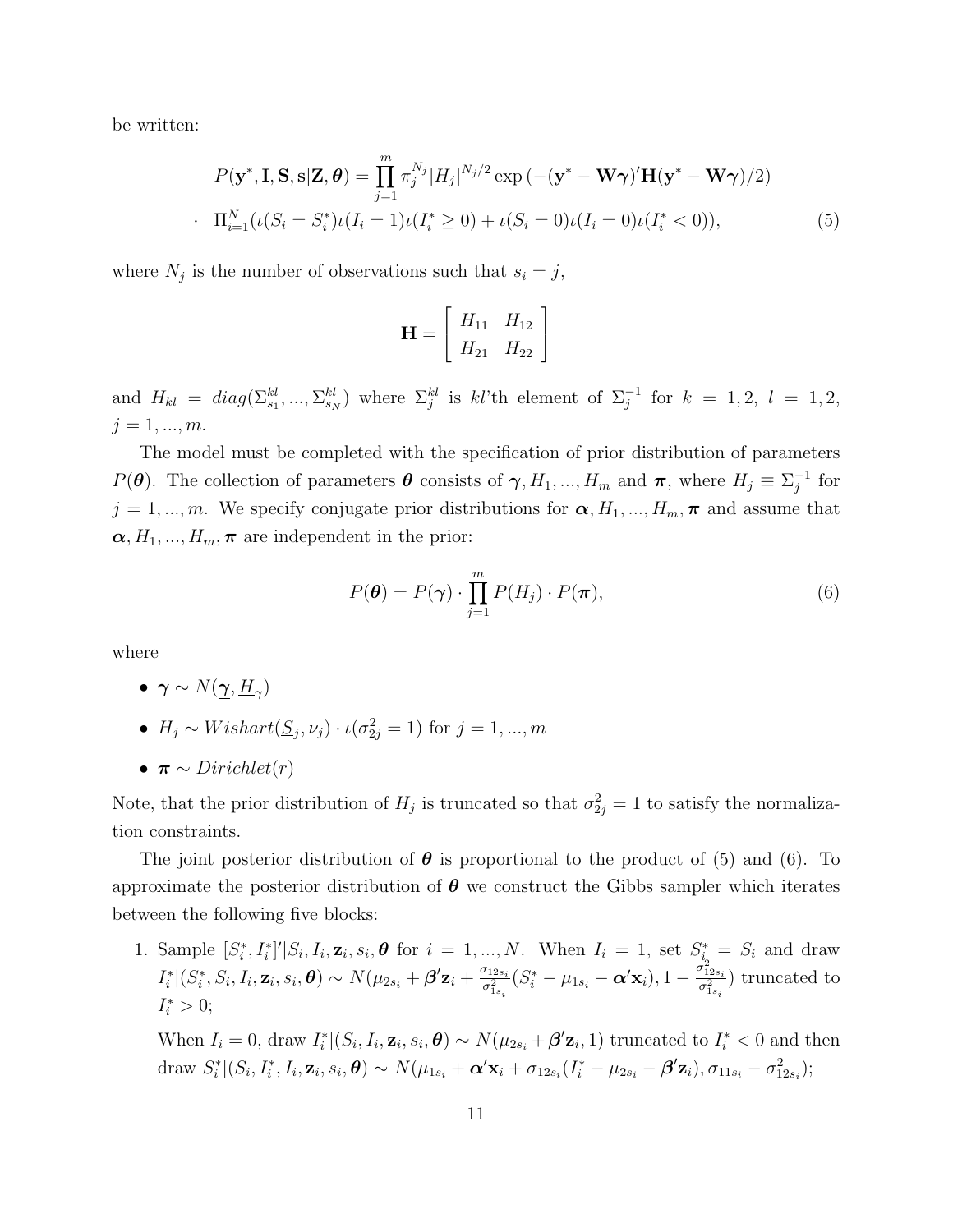be written:

$$P(\mathbf{y}^*, \mathbf{I}, \mathbf{S}, \mathbf{s}|\mathbf{Z}, \boldsymbol{\theta}) = \prod_{j=1}^{m} \pi_j^{N_j} |H_j|^{N_j/2} \exp\left(-(\mathbf{y}^* - \mathbf{W}\boldsymbol{\gamma})'\mathbf{H}(\mathbf{y}^* - \mathbf{W}\boldsymbol{\gamma})/2\right)$$
$$\cdot \quad \Pi_{i=1}^{N}(\iota(S_i = S_i^*)\iota(I_i = 1)\iota(I_i^* \geq 0) + \iota(S_i = 0)\iota(I_i = 0)\iota(I_i^* < 0)), \tag{5}$$

where $N_j$ is the number of observations such that $s_i = j$,

$$\mathbf{H} = \begin{bmatrix} H_{11} & H_{12} \\ H_{21} & H_{22} \end{bmatrix}$$

and $H_{kl} = diag(\Sigma_{s_1}^{kl}, ..., \Sigma_{s_N}^{kl})$ where $\Sigma_j^{kl}$ is $kl$'th element of $\Sigma_j^{-1}$ for $k = 1, 2,\ l = 1, 2,$ $j = 1, ..., m$.

The model must be completed with the specification of prior distribution of parameters $P(\boldsymbol{\theta})$. The collection of parameters $\boldsymbol{\theta}$ consists of $\boldsymbol{\gamma}, H_1, ..., H_m$ and $\boldsymbol{\pi}$, where $H_j \equiv \Sigma_j^{-1}$ for $j = 1, ..., m$. We specify conjugate prior distributions for $\boldsymbol{\alpha}, H_1, ..., H_m, \boldsymbol{\pi}$ and assume that $\boldsymbol{\alpha}, H_1, ..., H_m, \boldsymbol{\pi}$ are independent in the prior:

$$P(\boldsymbol{\theta}) = P(\boldsymbol{\gamma}) \cdot \prod_{j=1}^{m} P(H_j) \cdot P(\boldsymbol{\pi}), \tag{6}$$

where

- $\boldsymbol{\gamma} \sim N(\underline{\boldsymbol{\gamma}}, \underline{H}_\gamma)$
- $H_j \sim Wishart(\underline{S}_j, \nu_j) \cdot \iota(\sigma_{2j}^2 = 1)$ for $j = 1, ..., m$
- $\boldsymbol{\pi} \sim Dirichlet(r)$

Note, that the prior distribution of $H_j$ is truncated so that $\sigma_{2j}^2 = 1$ to satisfy the normalization constraints.

The joint posterior distribution of $\boldsymbol{\theta}$ is proportional to the product of (5) and (6). To approximate the posterior distribution of $\boldsymbol{\theta}$ we construct the Gibbs sampler which iterates between the following five blocks:

1. Sample $[S_i^*, I_i^*]'|S_i, I_i, \mathbf{z}_i, s_i, \boldsymbol{\theta}$ for $i = 1, ..., N$. When $I_i = 1$, set $S_i^* = S_i$ and draw $I_i^*|(S_i^*, S_i, I_i, \mathbf{z}_i, s_i, \boldsymbol{\theta}) \sim N(\mu_{2s_i} + \boldsymbol{\beta}'\mathbf{z}_i + \frac{\sigma_{12s_i}}{\sigma_{1s_i}^2}(S_i^* - \mu_{1s_i} - \boldsymbol{\alpha}'\mathbf{x}_i), 1 - \frac{\sigma_{12s_i}^2}{\sigma_{1s_i}^2})$ truncated to $I_i^* > 0$;

   When $I_i = 0$, draw $I_i^*|(S_i, I_i, \mathbf{z}_i, s_i, \boldsymbol{\theta}) \sim N(\mu_{2s_i} + \boldsymbol{\beta}'\mathbf{z}_i, 1)$ truncated to $I_i^* < 0$ and then draw $S_i^*|(S_i, I_i^*, I_i, \mathbf{z}_i, s_i, \boldsymbol{\theta}) \sim N(\mu_{1s_i} + \boldsymbol{\alpha}'\mathbf{x}_i + \sigma_{12s_i}(I_i^* - \mu_{2s_i} - \boldsymbol{\beta}'\mathbf{z}_i), \sigma_{11s_i} - \sigma_{12s_i}^2)$;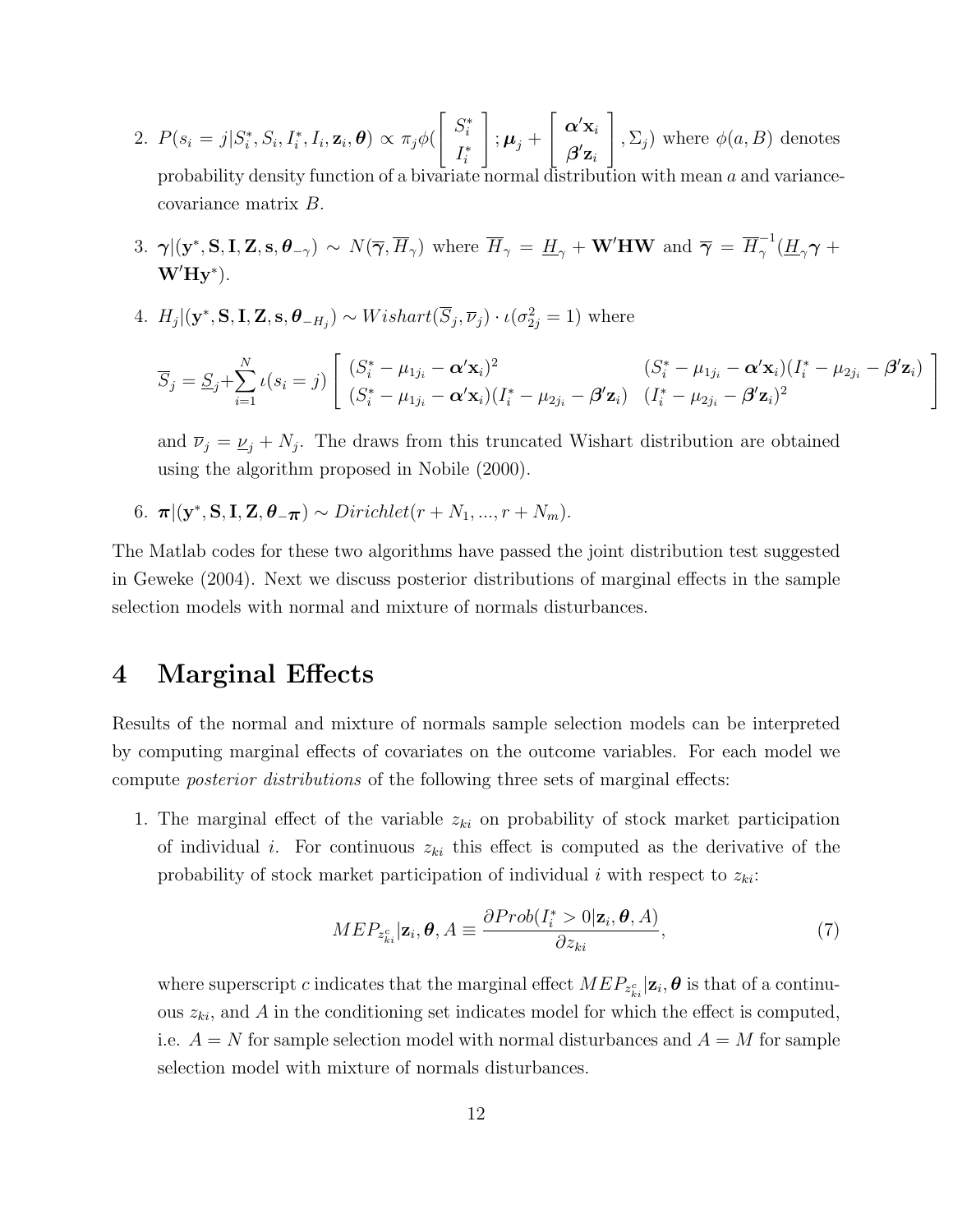2. $P(s_i = j|S_i^*, S_i, I_i^*, I_i, \mathbf{z}_i, \boldsymbol{\theta}) \propto \pi_j \phi(\begin{bmatrix} S_i^* \\ I_i^* \end{bmatrix}; \boldsymbol{\mu}_j + \begin{bmatrix} \boldsymbol{\alpha}'\mathbf{x}_i \\ \boldsymbol{\beta}'\mathbf{z}_i \end{bmatrix}, \Sigma_j)$ where $\phi(a, B)$ denotes probability density function of a bivariate normal distribution with mean $a$ and variance-covariance matrix $B$.

3. $\boldsymbol{\gamma}|(\mathbf{y}^*, \mathbf{S}, \mathbf{I}, \mathbf{Z}, \mathbf{s}, \boldsymbol{\theta}_{-\gamma}) \sim N(\overline{\boldsymbol{\gamma}}, \overline{H}_\gamma)$ where $\overline{H}_\gamma = \underline{H}_\gamma + \mathbf{W}'\mathbf{H}\mathbf{W}$ and $\overline{\boldsymbol{\gamma}} = \overline{H}_\gamma^{-1}(\underline{H}_\gamma \boldsymbol{\gamma} + \mathbf{W}'\mathbf{H}\mathbf{y}^*)$.

4. $H_j|(\mathbf{y}^*, \mathbf{S}, \mathbf{I}, \mathbf{Z}, \mathbf{s}, \boldsymbol{\theta}_{-H_j}) \sim Wishart(\overline{S}_j, \overline{\nu}_j) \cdot \iota(\sigma_{2j}^2 = 1)$ where

$$\overline{S}_j = \underline{S}_j + \sum_{i=1}^{N} \iota(s_i = j) \begin{bmatrix} (S_i^* - \mu_{1j_i} - \boldsymbol{\alpha}'\mathbf{x}_i)^2 & (S_i^* - \mu_{1j_i} - \boldsymbol{\alpha}'\mathbf{x}_i)(I_i^* - \mu_{2j_i} - \boldsymbol{\beta}'\mathbf{z}_i) \\ (S_i^* - \mu_{1j_i} - \boldsymbol{\alpha}'\mathbf{x}_i)(I_i^* - \mu_{2j_i} - \boldsymbol{\beta}'\mathbf{z}_i) & (I_i^* - \mu_{2j_i} - \boldsymbol{\beta}'\mathbf{z}_i)^2 \end{bmatrix}$$

and $\overline{\nu}_j = \underline{\nu}_j + N_j$. The draws from this truncated Wishart distribution are obtained using the algorithm proposed in Nobile (2000).

6. $\boldsymbol{\pi}|(\mathbf{y}^*, \mathbf{S}, \mathbf{I}, \mathbf{Z}, \boldsymbol{\theta}_{-\boldsymbol{\pi}}) \sim Dirichlet(r + N_1, ..., r + N_m)$.

The Matlab codes for these two algorithms have passed the joint distribution test suggested in Geweke (2004). Next we discuss posterior distributions of marginal effects in the sample selection models with normal and mixture of normals disturbances.

# 4 Marginal Effects

Results of the normal and mixture of normals sample selection models can be interpreted by computing marginal effects of covariates on the outcome variables. For each model we compute *posterior distributions* of the following three sets of marginal effects:

1. The marginal effect of the variable $z_{ki}$ on probability of stock market participation of individual $i$. For continuous $z_{ki}$ this effect is computed as the derivative of the probability of stock market participation of individual $i$ with respect to $z_{ki}$:

$$MEP_{z_{ki}^c}|\mathbf{z}_i, \boldsymbol{\theta}, A \equiv \frac{\partial Prob(I_i^* > 0|\mathbf{z}_i, \boldsymbol{\theta}, A)}{\partial z_{ki}}, \tag{7}$$

where superscript $c$ indicates that the marginal effect $MEP_{z_{ki}^c}|\mathbf{z}_i, \boldsymbol{\theta}$ is that of a continuous $z_{ki}$, and $A$ in the conditioning set indicates model for which the effect is computed, i.e. $A = N$ for sample selection model with normal disturbances and $A = M$ for sample selection model with mixture of normals disturbances.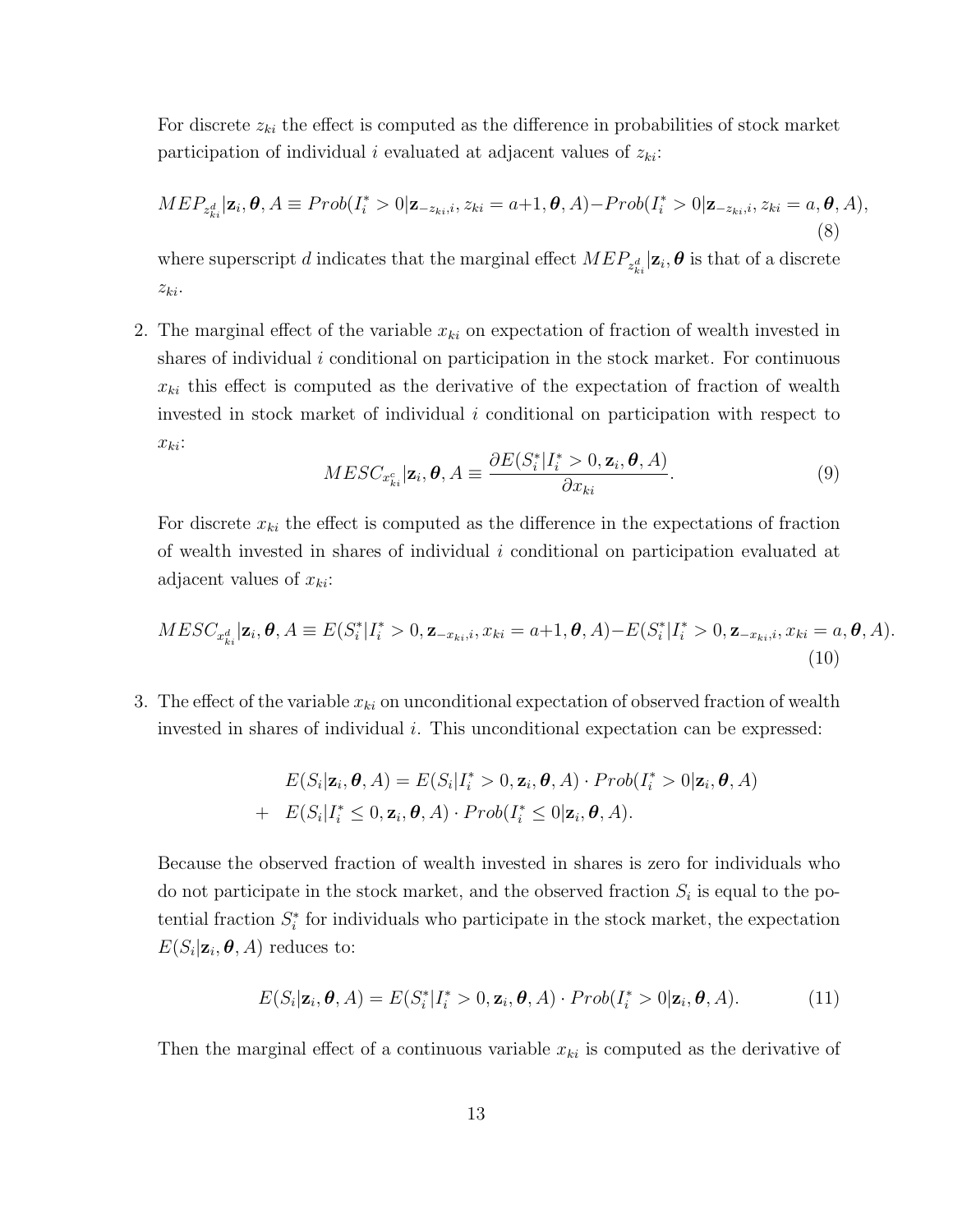For discrete $z_{ki}$ the effect is computed as the difference in probabilities of stock market participation of individual $i$ evaluated at adjacent values of $z_{ki}$:

$$MEP_{z^d_{ki}}|\mathbf{z}_i, \boldsymbol{\theta}, A \equiv Prob(I_i^* > 0|\mathbf{z}_{-z_{ki},i}, z_{ki} = a+1, \boldsymbol{\theta}, A) - Prob(I_i^* > 0|\mathbf{z}_{-z_{ki},i}, z_{ki} = a, \boldsymbol{\theta}, A), \tag{8}$$

where superscript $d$ indicates that the marginal effect $MEP_{z^d_{ki}}|\mathbf{z}_i, \boldsymbol{\theta}$ is that of a discrete $z_{ki}$.

2. The marginal effect of the variable $x_{ki}$ on expectation of fraction of wealth invested in shares of individual $i$ conditional on participation in the stock market. For continuous $x_{ki}$ this effect is computed as the derivative of the expectation of fraction of wealth invested in stock market of individual $i$ conditional on participation with respect to $x_{ki}$:

$$MESC_{x^c_{ki}}|\mathbf{z}_i, \boldsymbol{\theta}, A \equiv \frac{\partial E(S_i^*|I_i^* > 0, \mathbf{z}_i, \boldsymbol{\theta}, A)}{\partial x_{ki}}. \tag{9}$$

For discrete $x_{ki}$ the effect is computed as the difference in the expectations of fraction of wealth invested in shares of individual $i$ conditional on participation evaluated at adjacent values of $x_{ki}$:

$$MESC_{x^d_{ki}}|\mathbf{z}_i, \boldsymbol{\theta}, A \equiv E(S_i^*|I_i^* > 0, \mathbf{z}_{-x_{ki},i}, x_{ki} = a+1, \boldsymbol{\theta}, A) - E(S_i^*|I_i^* > 0, \mathbf{z}_{-x_{ki},i}, x_{ki} = a, \boldsymbol{\theta}, A). \tag{10}$$

3. The effect of the variable $x_{ki}$ on unconditional expectation of observed fraction of wealth invested in shares of individual $i$. This unconditional expectation can be expressed:

$$\begin{aligned} & E(S_i|\mathbf{z}_i, \boldsymbol{\theta}, A) = E(S_i|I_i^* > 0, \mathbf{z}_i, \boldsymbol{\theta}, A) \cdot Prob(I_i^* > 0|\mathbf{z}_i, \boldsymbol{\theta}, A) \\ + \quad & E(S_i|I_i^* \leq 0, \mathbf{z}_i, \boldsymbol{\theta}, A) \cdot Prob(I_i^* \leq 0|\mathbf{z}_i, \boldsymbol{\theta}, A). \end{aligned}$$

Because the observed fraction of wealth invested in shares is zero for individuals who do not participate in the stock market, and the observed fraction $S_i$ is equal to the potential fraction $S_i^*$ for individuals who participate in the stock market, the expectation $E(S_i|\mathbf{z}_i, \boldsymbol{\theta}, A)$ reduces to:

$$E(S_i|\mathbf{z}_i, \boldsymbol{\theta}, A) = E(S_i^*|I_i^* > 0, \mathbf{z}_i, \boldsymbol{\theta}, A) \cdot Prob(I_i^* > 0|\mathbf{z}_i, \boldsymbol{\theta}, A). \tag{11}$$

Then the marginal effect of a continuous variable $x_{ki}$ is computed as the derivative of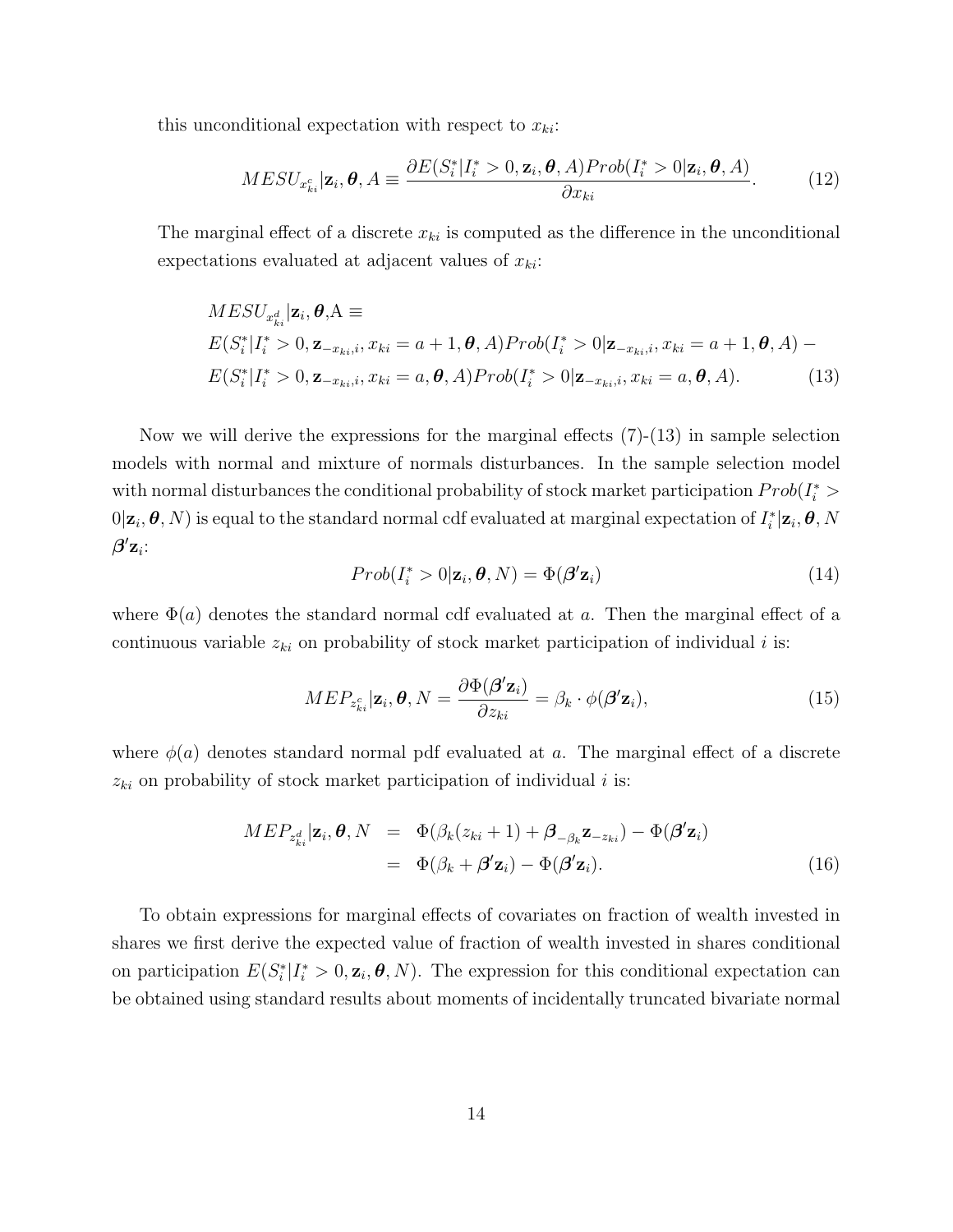this unconditional expectation with respect to $x_{ki}$:

$$MESU_{x^c_{ki}}|\mathbf{z}_i, \boldsymbol{\theta}, A \equiv \frac{\partial E(S^*_i|I^*_i > 0, \mathbf{z}_i, \boldsymbol{\theta}, A)Prob(I^*_i > 0|\mathbf{z}_i, \boldsymbol{\theta}, A)}{\partial x_{ki}}. \tag{12}$$

The marginal effect of a discrete $x_{ki}$ is computed as the difference in the unconditional expectations evaluated at adjacent values of $x_{ki}$:

$$\begin{aligned}
&MESU_{x^d_{ki}}|\mathbf{z}_i, \boldsymbol{\theta}, \mathrm{A} \equiv \\
&E(S^*_i|I^*_i > 0, \mathbf{z}_{-x_{ki},i}, x_{ki} = a+1, \boldsymbol{\theta}, A)Prob(I^*_i > 0|\mathbf{z}_{-x_{ki},i}, x_{ki} = a+1, \boldsymbol{\theta}, A) - \\
&E(S^*_i|I^*_i > 0, \mathbf{z}_{-x_{ki},i}, x_{ki} = a, \boldsymbol{\theta}, A)Prob(I^*_i > 0|\mathbf{z}_{-x_{ki},i}, x_{ki} = a, \boldsymbol{\theta}, A).
\end{aligned} \tag{13}$$

Now we will derive the expressions for the marginal effects (7)-(13) in sample selection models with normal and mixture of normals disturbances. In the sample selection model with normal disturbances the conditional probability of stock market participation $Prob(I^*_i > 0|\mathbf{z}_i, \boldsymbol{\theta}, N)$ is equal to the standard normal cdf evaluated at marginal expectation of $I^*_i|\mathbf{z}_i, \boldsymbol{\theta}, N$ $\boldsymbol{\beta}'\mathbf{z}_i$:

$$Prob(I^*_i > 0|\mathbf{z}_i, \boldsymbol{\theta}, N) = \Phi(\boldsymbol{\beta}'\mathbf{z}_i) \tag{14}$$

where $\Phi(a)$ denotes the standard normal cdf evaluated at $a$. Then the marginal effect of a continuous variable $z_{ki}$ on probability of stock market participation of individual $i$ is:

$$MEP_{z^c_{ki}}|\mathbf{z}_i, \boldsymbol{\theta}, N = \frac{\partial \Phi(\boldsymbol{\beta}'\mathbf{z}_i)}{\partial z_{ki}} = \beta_k \cdot \phi(\boldsymbol{\beta}'\mathbf{z}_i), \tag{15}$$

where $\phi(a)$ denotes standard normal pdf evaluated at $a$. The marginal effect of a discrete $z_{ki}$ on probability of stock market participation of individual $i$ is:

$$\begin{aligned}
MEP_{z^d_{ki}}|\mathbf{z}_i, \boldsymbol{\theta}, N &= \Phi(\beta_k(z_{ki}+1) + \boldsymbol{\beta}_{-\beta_k}\mathbf{z}_{-z_{ki}}) - \Phi(\boldsymbol{\beta}'\mathbf{z}_i) \\
&= \Phi(\beta_k + \boldsymbol{\beta}'\mathbf{z}_i) - \Phi(\boldsymbol{\beta}'\mathbf{z}_i).
\end{aligned} \tag{16}$$

To obtain expressions for marginal effects of covariates on fraction of wealth invested in shares we first derive the expected value of fraction of wealth invested in shares conditional on participation $E(S^*_i|I^*_i > 0, \mathbf{z}_i, \boldsymbol{\theta}, N)$. The expression for this conditional expectation can be obtained using standard results about moments of incidentally truncated bivariate normal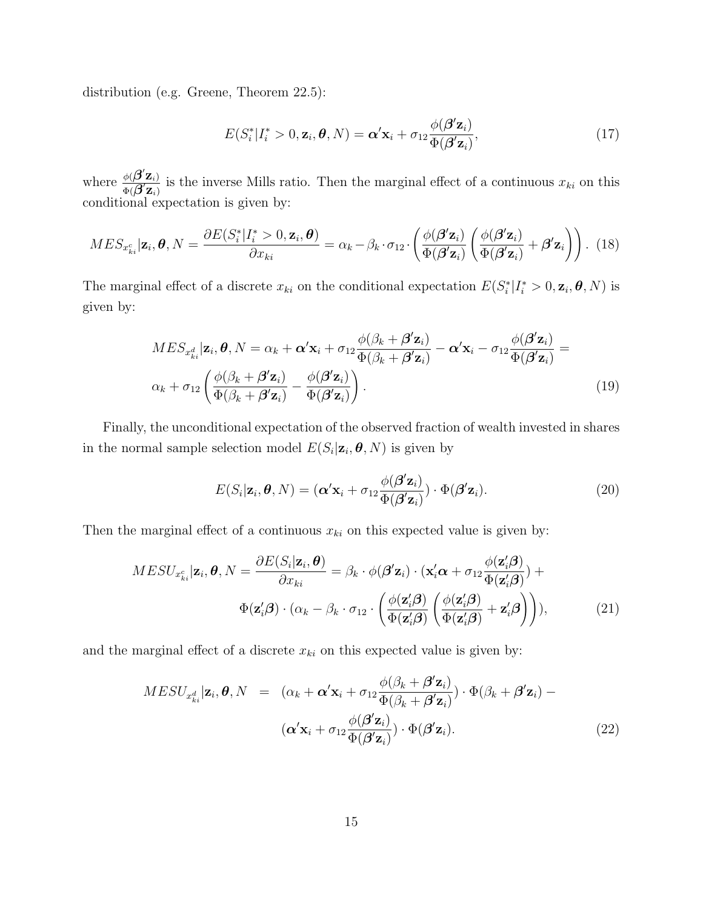distribution (e.g. Greene, Theorem 22.5):

$$E(S_i^*|I_i^* > 0, \mathbf{z}_i, \boldsymbol{\theta}, N) = \boldsymbol{\alpha}'\mathbf{x}_i + \sigma_{12}\frac{\phi(\boldsymbol{\beta}'\mathbf{z}_i)}{\Phi(\boldsymbol{\beta}'\mathbf{z}_i)}, \tag{17}$$

where $\frac{\phi(\boldsymbol{\beta}'\mathbf{z}_i)}{\Phi(\boldsymbol{\beta}'\mathbf{z}_i)}$ is the inverse Mills ratio. Then the marginal effect of a continuous $x_{ki}$ on this conditional expectation is given by:

$$MES_{x_{ki}^c}|\mathbf{z}_i, \boldsymbol{\theta}, N = \frac{\partial E(S_i^*|I_i^* > 0, \mathbf{z}_i, \boldsymbol{\theta})}{\partial x_{ki}} = \alpha_k - \beta_k \cdot \sigma_{12} \cdot \left( \frac{\phi(\boldsymbol{\beta}'\mathbf{z}_i)}{\Phi(\boldsymbol{\beta}'\mathbf{z}_i)} \left( \frac{\phi(\boldsymbol{\beta}'\mathbf{z}_i)}{\Phi(\boldsymbol{\beta}'\mathbf{z}_i)} + \boldsymbol{\beta}'\mathbf{z}_i \right) \right). \tag{18}$$

The marginal effect of a discrete $x_{ki}$ on the conditional expectation $E(S_i^*|I_i^* > 0, \mathbf{z}_i, \boldsymbol{\theta}, N)$ is given by:

$$\begin{aligned} MES_{x_{ki}^d}|\mathbf{z}_i, \boldsymbol{\theta}, N &= \alpha_k + \boldsymbol{\alpha}'\mathbf{x}_i + \sigma_{12}\frac{\phi(\beta_k + \boldsymbol{\beta}'\mathbf{z}_i)}{\Phi(\beta_k + \boldsymbol{\beta}'\mathbf{z}_i)} - \boldsymbol{\alpha}'\mathbf{x}_i - \sigma_{12}\frac{\phi(\boldsymbol{\beta}'\mathbf{z}_i)}{\Phi(\boldsymbol{\beta}'\mathbf{z}_i)} = \\ &\alpha_k + \sigma_{12}\left( \frac{\phi(\beta_k + \boldsymbol{\beta}'\mathbf{z}_i)}{\Phi(\beta_k + \boldsymbol{\beta}'\mathbf{z}_i)} - \frac{\phi(\boldsymbol{\beta}'\mathbf{z}_i)}{\Phi(\boldsymbol{\beta}'\mathbf{z}_i)} \right). \end{aligned} \tag{19}$$

Finally, the unconditional expectation of the observed fraction of wealth invested in shares in the normal sample selection model $E(S_i|\mathbf{z}_i, \boldsymbol{\theta}, N)$ is given by

$$E(S_i|\mathbf{z}_i, \boldsymbol{\theta}, N) = (\boldsymbol{\alpha}'\mathbf{x}_i + \sigma_{12}\frac{\phi(\boldsymbol{\beta}'\mathbf{z}_i)}{\Phi(\boldsymbol{\beta}'\mathbf{z}_i)}) \cdot \Phi(\boldsymbol{\beta}'\mathbf{z}_i). \tag{20}$$

Then the marginal effect of a continuous $x_{ki}$ on this expected value is given by:

$$\begin{aligned} MESU_{x_{ki}^c}|\mathbf{z}_i, \boldsymbol{\theta}, N = \frac{\partial E(S_i|\mathbf{z}_i, \boldsymbol{\theta})}{\partial x_{ki}} &= \beta_k \cdot \phi(\boldsymbol{\beta}'\mathbf{z}_i) \cdot (\mathbf{x}_i'\boldsymbol{\alpha} + \sigma_{12}\frac{\phi(\mathbf{z}_i'\boldsymbol{\beta})}{\Phi(\mathbf{z}_i'\boldsymbol{\beta})}) + \\ &\Phi(\mathbf{z}_i'\boldsymbol{\beta}) \cdot (\alpha_k - \beta_k \cdot \sigma_{12} \cdot \left( \frac{\phi(\mathbf{z}_i'\boldsymbol{\beta})}{\Phi(\mathbf{z}_i'\boldsymbol{\beta})} \left( \frac{\phi(\mathbf{z}_i'\boldsymbol{\beta})}{\Phi(\mathbf{z}_i'\boldsymbol{\beta})} + \mathbf{z}_i'\boldsymbol{\beta} \right) \right)), \end{aligned} \tag{21}$$

and the marginal effect of a discrete $x_{ki}$ on this expected value is given by:

$$\begin{aligned} MESU_{x_{ki}^d}|\mathbf{z}_i, \boldsymbol{\theta}, N \;=\; & (\alpha_k + \boldsymbol{\alpha}'\mathbf{x}_i + \sigma_{12}\frac{\phi(\beta_k + \boldsymbol{\beta}'\mathbf{z}_i)}{\Phi(\beta_k + \boldsymbol{\beta}'\mathbf{z}_i)}) \cdot \Phi(\beta_k + \boldsymbol{\beta}'\mathbf{z}_i) - \\ & (\boldsymbol{\alpha}'\mathbf{x}_i + \sigma_{12}\frac{\phi(\boldsymbol{\beta}'\mathbf{z}_i)}{\Phi(\boldsymbol{\beta}'\mathbf{z}_i)}) \cdot \Phi(\boldsymbol{\beta}'\mathbf{z}_i). \end{aligned} \tag{22}$$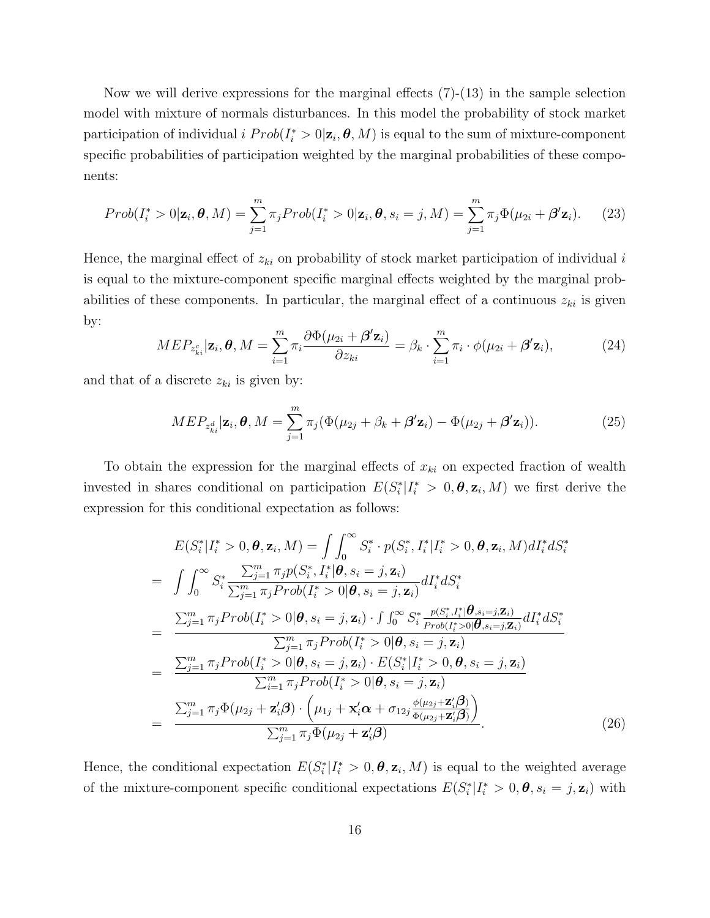Now we will derive expressions for the marginal effects (7)-(13) in the sample selection model with mixture of normals disturbances. In this model the probability of stock market participation of individual $i$ $Prob(I_i^* > 0|\mathbf{z}_i, \boldsymbol{\theta}, M)$ is equal to the sum of mixture-component specific probabilities of participation weighted by the marginal probabilities of these components:

$$Prob(I_i^* > 0|\mathbf{z}_i, \boldsymbol{\theta}, M) = \sum_{j=1}^{m} \pi_j Prob(I_i^* > 0|\mathbf{z}_i, \boldsymbol{\theta}, s_i = j, M) = \sum_{j=1}^{m} \pi_j \Phi(\mu_{2i} + \boldsymbol{\beta}'\mathbf{z}_i). \quad (23)$$

Hence, the marginal effect of $z_{ki}$ on probability of stock market participation of individual $i$ is equal to the mixture-component specific marginal effects weighted by the marginal probabilities of these components. In particular, the marginal effect of a continuous $z_{ki}$ is given by:

$$MEP_{z_{ki}^c}|\mathbf{z}_i, \boldsymbol{\theta}, M = \sum_{i=1}^{m} \pi_i \frac{\partial \Phi(\mu_{2i} + \boldsymbol{\beta}'\mathbf{z}_i)}{\partial z_{ki}} = \beta_k \cdot \sum_{i=1}^{m} \pi_i \cdot \phi(\mu_{2i} + \boldsymbol{\beta}'\mathbf{z}_i), \quad (24)$$

and that of a discrete $z_{ki}$ is given by:

$$MEP_{z_{ki}^d}|\mathbf{z}_i, \boldsymbol{\theta}, M = \sum_{j=1}^{m} \pi_j (\Phi(\mu_{2j} + \beta_k + \boldsymbol{\beta}'\mathbf{z}_i) - \Phi(\mu_{2j} + \boldsymbol{\beta}'\mathbf{z}_i)). \quad (25)$$

To obtain the expression for the marginal effects of $x_{ki}$ on expected fraction of wealth invested in shares conditional on participation $E(S_i^*|I_i^* > 0, \boldsymbol{\theta}, \mathbf{z}_i, M)$ we first derive the expression for this conditional expectation as follows:

$$\begin{aligned}
& E(S_i^*|I_i^* > 0, \boldsymbol{\theta}, \mathbf{z}_i, M) = \int \int_0^\infty S_i^* \cdot p(S_i^*, I_i^*|I_i^* > 0, \boldsymbol{\theta}, \mathbf{z}_i, M) dI_i^* dS_i^* \\
= & \int \int_0^\infty S_i^* \frac{\sum_{j=1}^m \pi_j p(S_i^*, I_i^*|\boldsymbol{\theta}, s_i = j, \mathbf{z}_i)}{\sum_{j=1}^m \pi_j Prob(I_i^* > 0|\boldsymbol{\theta}, s_i = j, \mathbf{z}_i)} dI_i^* dS_i^* \\
= & \frac{\sum_{j=1}^m \pi_j Prob(I_i^* > 0|\boldsymbol{\theta}, s_i = j, \mathbf{z}_i) \cdot \int \int_0^\infty S_i^* \frac{p(S_i^*, I_i^*|\boldsymbol{\theta}, s_i = j, \mathbf{z}_i)}{Prob(I_i^* > 0|\boldsymbol{\theta}, s_i = j, \mathbf{z}_i)} dI_i^* dS_i^*}{\sum_{j=1}^m \pi_j Prob(I_i^* > 0|\boldsymbol{\theta}, s_i = j, \mathbf{z}_i)} \\
= & \frac{\sum_{j=1}^m \pi_j Prob(I_i^* > 0|\boldsymbol{\theta}, s_i = j, \mathbf{z}_i) \cdot E(S_i^*|I_i^* > 0, \boldsymbol{\theta}, s_i = j, \mathbf{z}_i)}{\sum_{i=1}^m \pi_j Prob(I_i^* > 0|\boldsymbol{\theta}, s_i = j, \mathbf{z}_i)} \\
= & \frac{\sum_{j=1}^m \pi_j \Phi(\mu_{2j} + \mathbf{z}_i'\boldsymbol{\beta}) \cdot \left(\mu_{1j} + \mathbf{x}_i'\boldsymbol{\alpha} + \sigma_{12j} \frac{\phi(\mu_{2j} + \mathbf{z}_i'\boldsymbol{\beta})}{\Phi(\mu_{2j} + \mathbf{z}_i'\boldsymbol{\beta})}\right)}{\sum_{j=1}^m \pi_j \Phi(\mu_{2j} + \mathbf{z}_i'\boldsymbol{\beta})}.
\end{aligned} \quad (26)$$

Hence, the conditional expectation $E(S_i^*|I_i^* > 0, \boldsymbol{\theta}, \mathbf{z}_i, M)$ is equal to the weighted average of the mixture-component specific conditional expectations $E(S_i^*|I_i^* > 0, \boldsymbol{\theta}, s_i = j, \mathbf{z}_i)$ with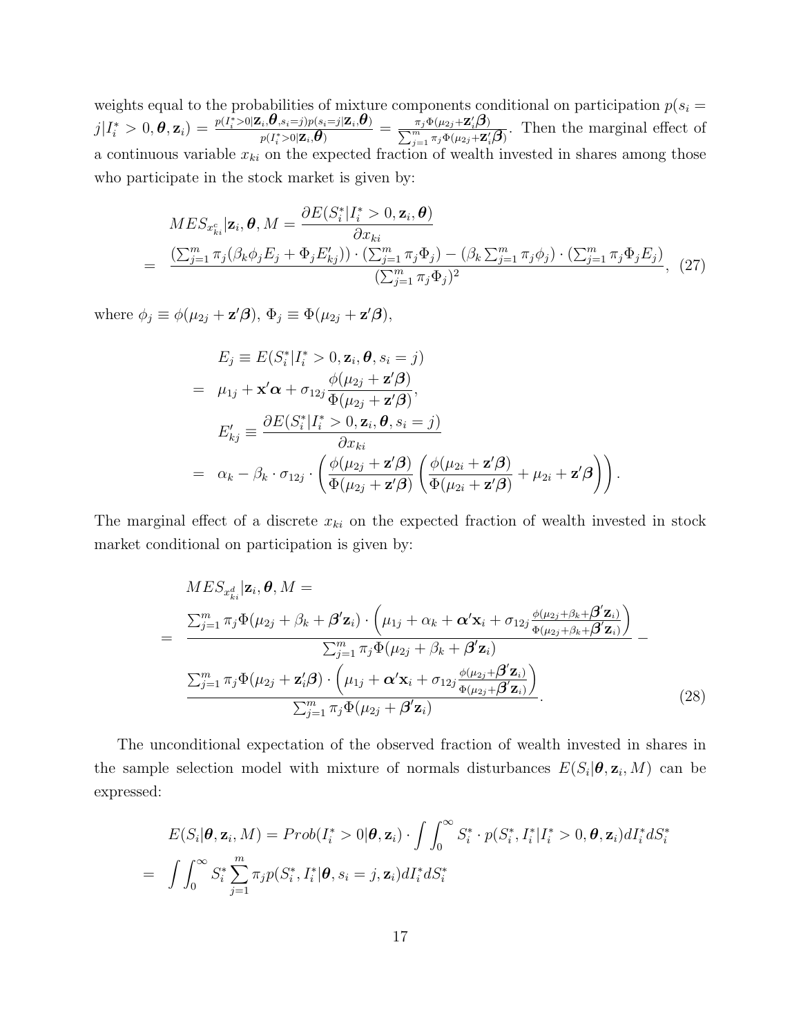weights equal to the probabilities of mixture components conditional on participation $p(s_i = j|I_i^* > 0, \boldsymbol{\theta}, \mathbf{z}_i) = \frac{p(I_i^*>0|\mathbf{Z}_i, \boldsymbol{\theta}, s_i=j) p(s_i=j|\mathbf{Z}_i, \boldsymbol{\theta})}{p(I_i^*>0|\mathbf{Z}_i, \boldsymbol{\theta})} = \frac{\pi_j \Phi(\mu_{2j} + \mathbf{Z}_i'\boldsymbol{\beta})}{\sum_{j=1}^m \pi_j \Phi(\mu_{2j} + \mathbf{Z}_i'\boldsymbol{\beta})}$. Then the marginal effect of a continuous variable $x_{ki}$ on the expected fraction of wealth invested in shares among those who participate in the stock market is given by:

$$
\begin{aligned}
& MES_{x_{ki}^c}|\mathbf{z}_i, \boldsymbol{\theta}, M = \frac{\partial E(S_i^*|I_i^* > 0, \mathbf{z}_i, \boldsymbol{\theta})}{\partial x_{ki}} \\
= & \frac{\left(\sum_{j=1}^m \pi_j (\beta_k \phi_j E_j + \Phi_j E'_{kj})\right) \cdot \left(\sum_{j=1}^m \pi_j \Phi_j\right) - \left(\beta_k \sum_{j=1}^m \pi_j \phi_j\right) \cdot \left(\sum_{j=1}^m \pi_j \Phi_j E_j\right)}{\left(\sum_{j=1}^m \pi_j \Phi_j\right)^2}, \quad (27)
\end{aligned}
$$

where $\phi_j \equiv \phi(\mu_{2j} + \mathbf{z}'\boldsymbol{\beta})$, $\Phi_j \equiv \Phi(\mu_{2j} + \mathbf{z}'\boldsymbol{\beta})$,

$$
\begin{aligned}
& E_j \equiv E(S_i^*|I_i^* > 0, \mathbf{z}_i, \boldsymbol{\theta}, s_i = j) \\
= & \ \mu_{1j} + \mathbf{x}'\boldsymbol{\alpha} + \sigma_{12j} \frac{\phi(\mu_{2j} + \mathbf{z}'\boldsymbol{\beta})}{\Phi(\mu_{2j} + \mathbf{z}'\boldsymbol{\beta})}, \\
& E'_{kj} \equiv \frac{\partial E(S_i^*|I_i^* > 0, \mathbf{z}_i, \boldsymbol{\theta}, s_i = j)}{\partial x_{ki}} \\
= & \ \alpha_k - \beta_k \cdot \sigma_{12j} \cdot \left( \frac{\phi(\mu_{2j} + \mathbf{z}'\boldsymbol{\beta})}{\Phi(\mu_{2j} + \mathbf{z}'\boldsymbol{\beta})} \left( \frac{\phi(\mu_{2i} + \mathbf{z}'\boldsymbol{\beta})}{\Phi(\mu_{2i} + \mathbf{z}'\boldsymbol{\beta})} + \mu_{2i} + \mathbf{z}'\boldsymbol{\beta} \right) \right).
\end{aligned}
$$

The marginal effect of a discrete $x_{ki}$ on the expected fraction of wealth invested in stock market conditional on participation is given by:

$$
\begin{aligned}
& MES_{x_{ki}^d}|\mathbf{z}_i, \boldsymbol{\theta}, M = \\
= & \frac{\sum_{j=1}^m \pi_j \Phi(\mu_{2j} + \beta_k + \boldsymbol{\beta}'\mathbf{z}_i) \cdot \left( \mu_{1j} + \alpha_k + \boldsymbol{\alpha}'\mathbf{x}_i + \sigma_{12j} \frac{\phi(\mu_{2j} + \beta_k + \boldsymbol{\beta}'\mathbf{z}_i)}{\Phi(\mu_{2j} + \beta_k + \boldsymbol{\beta}'\mathbf{z}_i)} \right)}{\sum_{j=1}^m \pi_j \Phi(\mu_{2j} + \beta_k + \boldsymbol{\beta}'\mathbf{z}_i)} - \\
& \frac{\sum_{j=1}^m \pi_j \Phi(\mu_{2j} + \mathbf{z}_i'\boldsymbol{\beta}) \cdot \left( \mu_{1j} + \boldsymbol{\alpha}'\mathbf{x}_i + \sigma_{12j} \frac{\phi(\mu_{2j} + \boldsymbol{\beta}'\mathbf{z}_i)}{\Phi(\mu_{2j} + \boldsymbol{\beta}'\mathbf{z}_i)} \right)}{\sum_{j=1}^m \pi_j \Phi(\mu_{2j} + \boldsymbol{\beta}'\mathbf{z}_i)}. \quad (28)
\end{aligned}
$$

The unconditional expectation of the observed fraction of wealth invested in shares in the sample selection model with mixture of normals disturbances $E(S_i|\boldsymbol{\theta}, \mathbf{z}_i, M)$ can be expressed:

$$
\begin{aligned}
& E(S_i|\boldsymbol{\theta}, \mathbf{z}_i, M) = Prob(I_i^* > 0|\boldsymbol{\theta}, \mathbf{z}_i) \cdot \int \int_0^\infty S_i^* \cdot p(S_i^*, I_i^*|I_i^* > 0, \boldsymbol{\theta}, \mathbf{z}_i) dI_i^* dS_i^* \\
= & \int \int_0^\infty S_i^* \sum_{j=1}^m \pi_j p(S_i^*, I_i^*|\boldsymbol{\theta}, s_i = j, \mathbf{z}_i) dI_i^* dS_i^*
\end{aligned}
$$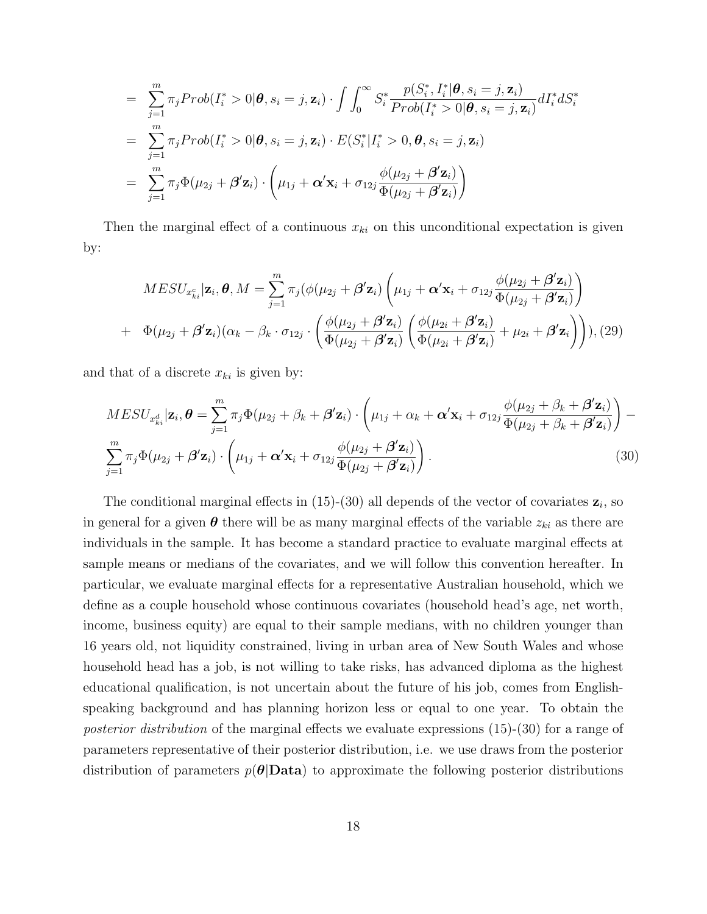$$
\begin{aligned}
&= \sum_{j=1}^{m} \pi_j Prob(I_i^* > 0|\boldsymbol{\theta}, s_i = j, \mathbf{z}_i) \cdot \int \int_0^\infty S_i^* \frac{p(S_i^*, I_i^*|\boldsymbol{\theta}, s_i = j, \mathbf{z}_i)}{Prob(I_i^* > 0|\boldsymbol{\theta}, s_i = j, \mathbf{z}_i)} dI_i^* dS_i^* \\
&= \sum_{j=1}^{m} \pi_j Prob(I_i^* > 0|\boldsymbol{\theta}, s_i = j, \mathbf{z}_i) \cdot E(S_i^*|I_i^* > 0, \boldsymbol{\theta}, s_i = j, \mathbf{z}_i) \\
&= \sum_{j=1}^{m} \pi_j \Phi(\mu_{2j} + \boldsymbol{\beta}'\mathbf{z}_i) \cdot \left( \mu_{1j} + \boldsymbol{\alpha}'\mathbf{x}_i + \sigma_{12j} \frac{\phi(\mu_{2j} + \boldsymbol{\beta}'\mathbf{z}_i)}{\Phi(\mu_{2j} + \boldsymbol{\beta}'\mathbf{z}_i)} \right)
\end{aligned}
$$

Then the marginal effect of a continuous $x_{ki}$ on this unconditional expectation is given by:

$$
\begin{aligned}
MESU_{x_{ki}^c}|\mathbf{z}_i, \boldsymbol{\theta}, M &= \sum_{j=1}^{m} \pi_j (\phi(\mu_{2j} + \boldsymbol{\beta}'\mathbf{z}_i) \left( \mu_{1j} + \boldsymbol{\alpha}'\mathbf{x}_i + \sigma_{12j} \frac{\phi(\mu_{2j} + \boldsymbol{\beta}'\mathbf{z}_i)}{\Phi(\mu_{2j} + \boldsymbol{\beta}'\mathbf{z}_i)} \right) \\
+ \quad \Phi(\mu_{2j} + \boldsymbol{\beta}'\mathbf{z}_i)(\alpha_k - \beta_k \cdot \sigma_{12j} &\cdot \left( \frac{\phi(\mu_{2j} + \boldsymbol{\beta}'\mathbf{z}_i)}{\Phi(\mu_{2j} + \boldsymbol{\beta}'\mathbf{z}_i)} \left( \frac{\phi(\mu_{2i} + \boldsymbol{\beta}'\mathbf{z}_i)}{\Phi(\mu_{2i} + \boldsymbol{\beta}'\mathbf{z}_i)} + \mu_{2i} + \boldsymbol{\beta}'\mathbf{z}_i \right) \right)), \quad (29)
\end{aligned}
$$

and that of a discrete $x_{ki}$ is given by:

$$
\begin{aligned}
MESU_{x_{ki}^d}|\mathbf{z}_i, \boldsymbol{\theta} &= \sum_{j=1}^{m} \pi_j \Phi(\mu_{2j} + \beta_k + \boldsymbol{\beta}'\mathbf{z}_i) \cdot \left( \mu_{1j} + \alpha_k + \boldsymbol{\alpha}'\mathbf{x}_i + \sigma_{12j} \frac{\phi(\mu_{2j} + \beta_k + \boldsymbol{\beta}'\mathbf{z}_i)}{\Phi(\mu_{2j} + \beta_k + \boldsymbol{\beta}'\mathbf{z}_i)} \right) - \\
&\sum_{j=1}^{m} \pi_j \Phi(\mu_{2j} + \boldsymbol{\beta}'\mathbf{z}_i) \cdot \left( \mu_{1j} + \boldsymbol{\alpha}'\mathbf{x}_i + \sigma_{12j} \frac{\phi(\mu_{2j} + \boldsymbol{\beta}'\mathbf{z}_i)}{\Phi(\mu_{2j} + \boldsymbol{\beta}'\mathbf{z}_i)} \right). \quad (30)
\end{aligned}
$$

The conditional marginal effects in (15)-(30) all depends of the vector of covariates $\mathbf{z}_i$, so in general for a given $\boldsymbol{\theta}$ there will be as many marginal effects of the variable $z_{ki}$ as there are individuals in the sample. It has become a standard practice to evaluate marginal effects at sample means or medians of the covariates, and we will follow this convention hereafter. In particular, we evaluate marginal effects for a representative Australian household, which we define as a couple household whose continuous covariates (household head's age, net worth, income, business equity) are equal to their sample medians, with no children younger than 16 years old, not liquidity constrained, living in urban area of New South Wales and whose household head has a job, is not willing to take risks, has advanced diploma as the highest educational qualification, is not uncertain about the future of his job, comes from English-speaking background and has planning horizon less or equal to one year. To obtain the *posterior distribution* of the marginal effects we evaluate expressions (15)-(30) for a range of parameters representative of their posterior distribution, i.e. we use draws from the posterior distribution of parameters $p(\boldsymbol{\theta}|\mathbf{Data})$ to approximate the following posterior distributions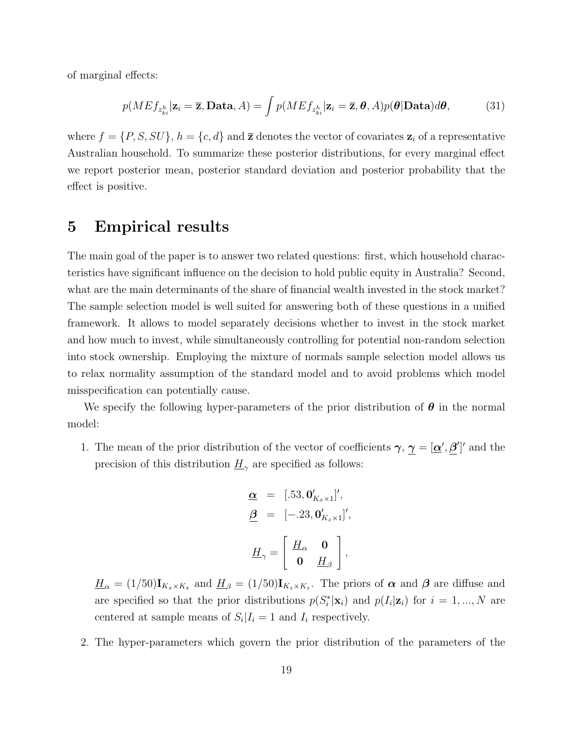of marginal effects:

$$p(MEf_{z_{ki}^h}|\mathbf{z}_i = \overline{\mathbf{z}}, \mathbf{Data}, A) = \int p(MEf_{z_{ki}^h}|\mathbf{z}_i = \overline{\mathbf{z}}, \boldsymbol{\theta}, A)p(\boldsymbol{\theta}|\mathbf{Data})d\boldsymbol{\theta}, \tag{31}$$

where $f = \{P, S, SU\}$, $h = \{c, d\}$ and $\overline{\mathbf{z}}$ denotes the vector of covariates $\mathbf{z}_i$ of a representative Australian household. To summarize these posterior distributions, for every marginal effect we report posterior mean, posterior standard deviation and posterior probability that the effect is positive.

# 5 Empirical results

The main goal of the paper is to answer two related questions: first, which household characteristics have significant influence on the decision to hold public equity in Australia? Second, what are the main determinants of the share of financial wealth invested in the stock market? The sample selection model is well suited for answering both of these questions in a unified framework. It allows to model separately decisions whether to invest in the stock market and how much to invest, while simultaneously controlling for potential non-random selection into stock ownership. Employing the mixture of normals sample selection model allows us to relax normality assumption of the standard model and to avoid problems which model misspecification can potentially cause.

We specify the following hyper-parameters of the prior distribution of $\boldsymbol{\theta}$ in the normal model:

1. The mean of the prior distribution of the vector of coefficients $\boldsymbol{\gamma}$, $\underline{\boldsymbol{\gamma}} = [\underline{\boldsymbol{\alpha}}', \underline{\boldsymbol{\beta}}']'$ and the precision of this distribution $\underline{H}_\gamma$ are specified as follows:

$$\begin{aligned} \underline{\boldsymbol{\alpha}} &= [.53, \mathbf{0}'_{K_x \times 1}]', \\ \underline{\boldsymbol{\beta}} &= [-.23, \mathbf{0}'_{K_z \times 1}]', \end{aligned}$$

$$\underline{H}_\gamma = \begin{bmatrix} \underline{H}_\alpha & \mathbf{0} \\ \mathbf{0} & \underline{H}_\beta \end{bmatrix},$$

   $\underline{H}_\alpha = (1/50)\mathbf{I}_{K_x \times K_x}$ and $\underline{H}_\beta = (1/50)\mathbf{I}_{K_z \times K_z}$. The priors of $\boldsymbol{\alpha}$ and $\boldsymbol{\beta}$ are diffuse and are specified so that the prior distributions $p(S_i^*|\mathbf{x}_i)$ and $p(I_i|\mathbf{z}_i)$ for $i = 1, ..., N$ are centered at sample means of $S_i|I_i = 1$ and $I_i$ respectively.

2. The hyper-parameters which govern the prior distribution of the parameters of the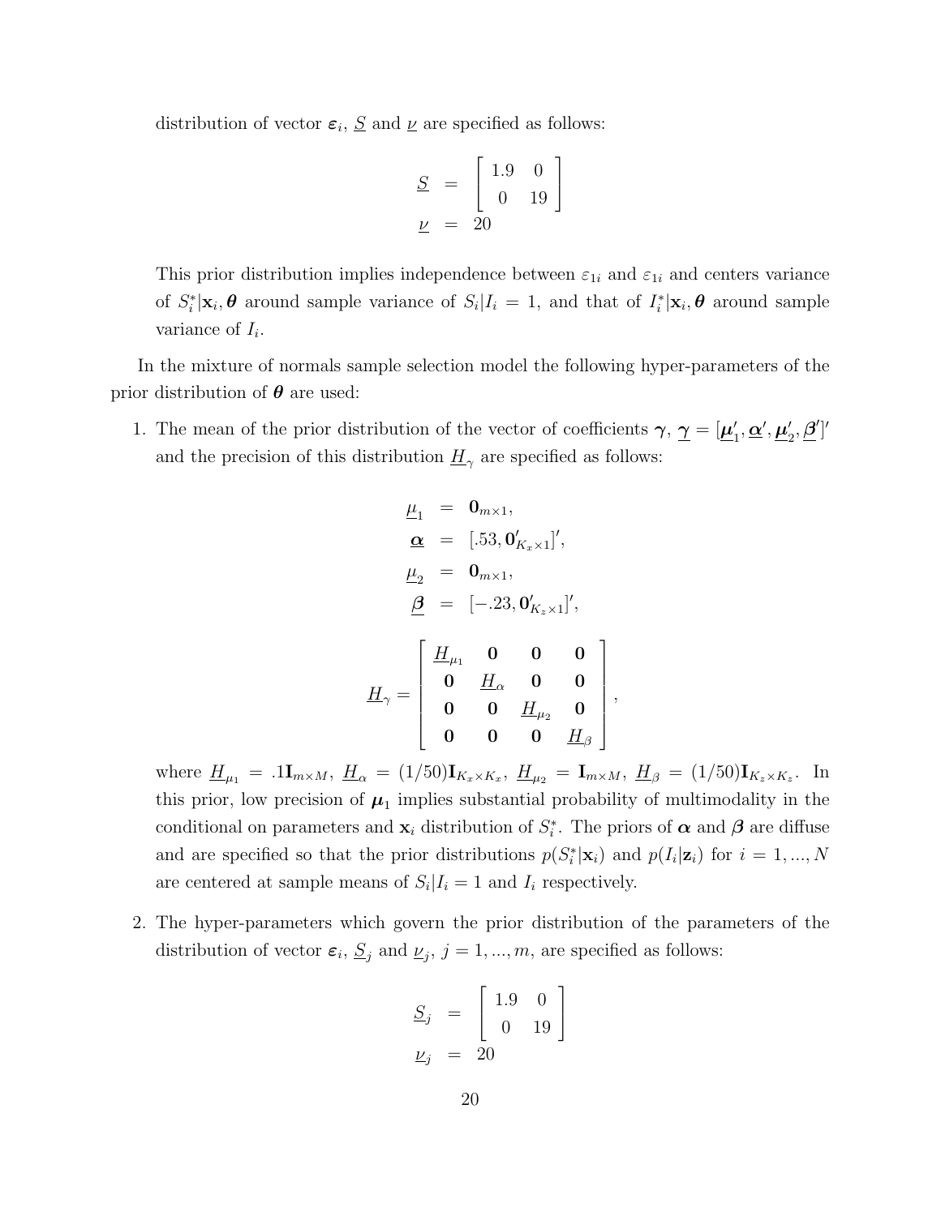distribution of vector $\boldsymbol{\varepsilon}_i$, $\underline{S}$ and $\underline{\nu}$ are specified as follows:

$$
\begin{aligned}
\underline{S} &= \begin{bmatrix} 1.9 & 0 \\ 0 & 19 \end{bmatrix} \\
\underline{\nu} &= 20
\end{aligned}
$$

This prior distribution implies independence between $\varepsilon_{1i}$ and $\varepsilon_{1i}$ and centers variance of $S_i^*|\mathbf{x}_i, \boldsymbol{\theta}$ around sample variance of $S_i|I_i = 1$, and that of $I_i^*|\mathbf{x}_i, \boldsymbol{\theta}$ around sample variance of $I_i$.

In the mixture of normals sample selection model the following hyper-parameters of the prior distribution of $\boldsymbol{\theta}$ are used:

1. The mean of the prior distribution of the vector of coefficients $\boldsymbol{\gamma}$, $\underline{\boldsymbol{\gamma}} = [\underline{\boldsymbol{\mu}}_1', \underline{\boldsymbol{\alpha}}', \underline{\boldsymbol{\mu}}_2', \underline{\boldsymbol{\beta}}']'$ and the precision of this distribution $\underline{H}_\gamma$ are specified as follows:

$$
\begin{aligned}
\underline{\mu}_1 &= \mathbf{0}_{m\times 1}, \\
\underline{\boldsymbol{\alpha}} &= [.53, \mathbf{0}'_{K_x\times 1}]', \\
\underline{\mu}_2 &= \mathbf{0}_{m\times 1}, \\
\underline{\boldsymbol{\beta}} &= [-.23, \mathbf{0}'_{K_z\times 1}]',
\end{aligned}
$$

$$
\underline{H}_\gamma = \begin{bmatrix} \underline{H}_{\mu_1} & \mathbf{0} & \mathbf{0} & \mathbf{0} \\ \mathbf{0} & \underline{H}_\alpha & \mathbf{0} & \mathbf{0} \\ \mathbf{0} & \mathbf{0} & \underline{H}_{\mu_2} & \mathbf{0} \\ \mathbf{0} & \mathbf{0} & \mathbf{0} & \underline{H}_\beta \end{bmatrix},
$$

where $\underline{H}_{\mu_1} = .1\mathbf{I}_{m\times M}$, $\underline{H}_\alpha = (1/50)\mathbf{I}_{K_x\times K_x}$, $\underline{H}_{\mu_2} = \mathbf{I}_{m\times M}$, $\underline{H}_\beta = (1/50)\mathbf{I}_{K_z\times K_z}$. In this prior, low precision of $\boldsymbol{\mu}_1$ implies substantial probability of multimodality in the conditional on parameters and $\mathbf{x}_i$ distribution of $S_i^*$. The priors of $\boldsymbol{\alpha}$ and $\boldsymbol{\beta}$ are diffuse and are specified so that the prior distributions $p(S_i^*|\mathbf{x}_i)$ and $p(I_i|\mathbf{z}_i)$ for $i = 1, ..., N$ are centered at sample means of $S_i|I_i = 1$ and $I_i$ respectively.

2. The hyper-parameters which govern the prior distribution of the parameters of the distribution of vector $\boldsymbol{\varepsilon}_i$, $\underline{S}_j$ and $\underline{\nu}_j$, $j = 1, ..., m$, are specified as follows:

$$
\begin{aligned}
\underline{S}_j &= \begin{bmatrix} 1.9 & 0 \\ 0 & 19 \end{bmatrix} \\
\underline{\nu}_j &= 20
\end{aligned}
$$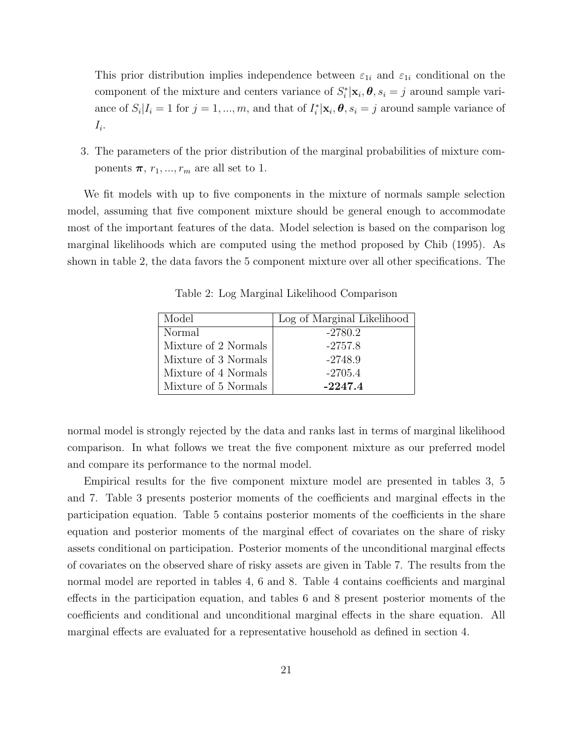This prior distribution implies independence between $\varepsilon_{1i}$ and $\varepsilon_{1i}$ conditional on the component of the mixture and centers variance of $S_i^*|\mathbf{x}_i, \boldsymbol{\theta}, s_i = j$ around sample variance of $S_i|I_i = 1$ for $j = 1, ..., m$, and that of $I_i^*|\mathbf{x}_i, \boldsymbol{\theta}, s_i = j$ around sample variance of $I_i$.

3. The parameters of the prior distribution of the marginal probabilities of mixture components $\boldsymbol{\pi}$, $r_1, ..., r_m$ are all set to 1.

We fit models with up to five components in the mixture of normals sample selection model, assuming that five component mixture should be general enough to accommodate most of the important features of the data. Model selection is based on the comparison log marginal likelihoods which are computed using the method proposed by Chib (1995). As shown in table 2, the data favors the 5 component mixture over all other specifications. The normal model is strongly rejected by the data and ranks last in terms of marginal likelihood comparison. In what follows we treat the five component mixture as our preferred model and compare its performance to the normal model.

Table 2: Log Marginal Likelihood Comparison

| Model | Log of Marginal Likelihood |
|---|---|
| Normal | -2780.2 |
| Mixture of 2 Normals | -2757.8 |
| Mixture of 3 Normals | -2748.9 |
| Mixture of 4 Normals | -2705.4 |
| Mixture of 5 Normals | **-2247.4** |

Empirical results for the five component mixture model are presented in tables 3, 5 and 7. Table 3 presents posterior moments of the coefficients and marginal effects in the participation equation. Table 5 contains posterior moments of the coefficients in the share equation and posterior moments of the marginal effect of covariates on the share of risky assets conditional on participation. Posterior moments of the unconditional marginal effects of covariates on the observed share of risky assets are given in Table 7. The results from the normal model are reported in tables 4, 6 and 8. Table 4 contains coefficients and marginal effects in the participation equation, and tables 6 and 8 present posterior moments of the coefficients and conditional and unconditional marginal effects in the share equation. All marginal effects are evaluated for a representative household as defined in section 4.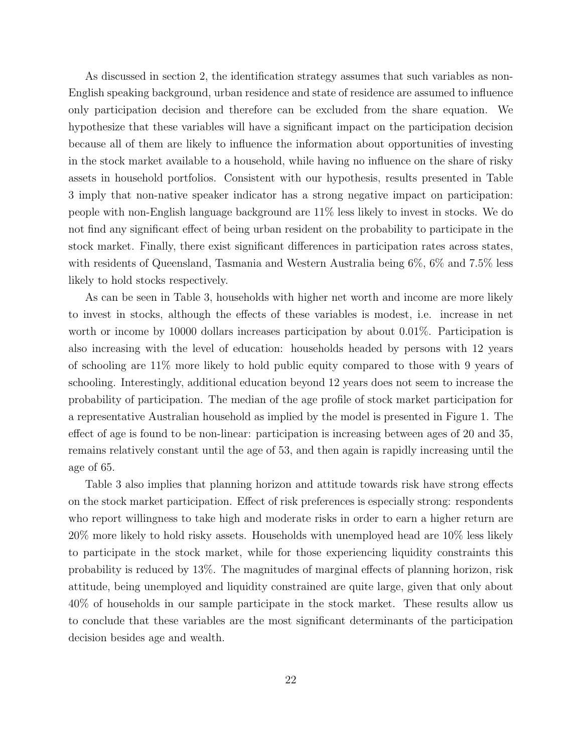As discussed in section 2, the identification strategy assumes that such variables as non-English speaking background, urban residence and state of residence are assumed to influence only participation decision and therefore can be excluded from the share equation. We hypothesize that these variables will have a significant impact on the participation decision because all of them are likely to influence the information about opportunities of investing in the stock market available to a household, while having no influence on the share of risky assets in household portfolios. Consistent with our hypothesis, results presented in Table 3 imply that non-native speaker indicator has a strong negative impact on participation: people with non-English language background are 11% less likely to invest in stocks. We do not find any significant effect of being urban resident on the probability to participate in the stock market. Finally, there exist significant differences in participation rates across states, with residents of Queensland, Tasmania and Western Australia being 6%, 6% and 7.5% less likely to hold stocks respectively.

As can be seen in Table 3, households with higher net worth and income are more likely to invest in stocks, although the effects of these variables is modest, i.e. increase in net worth or income by 10000 dollars increases participation by about 0.01%. Participation is also increasing with the level of education: households headed by persons with 12 years of schooling are 11% more likely to hold public equity compared to those with 9 years of schooling. Interestingly, additional education beyond 12 years does not seem to increase the probability of participation. The median of the age profile of stock market participation for a representative Australian household as implied by the model is presented in Figure 1. The effect of age is found to be non-linear: participation is increasing between ages of 20 and 35, remains relatively constant until the age of 53, and then again is rapidly increasing until the age of 65.

Table 3 also implies that planning horizon and attitude towards risk have strong effects on the stock market participation. Effect of risk preferences is especially strong: respondents who report willingness to take high and moderate risks in order to earn a higher return are 20% more likely to hold risky assets. Households with unemployed head are 10% less likely to participate in the stock market, while for those experiencing liquidity constraints this probability is reduced by 13%. The magnitudes of marginal effects of planning horizon, risk attitude, being unemployed and liquidity constrained are quite large, given that only about 40% of households in our sample participate in the stock market. These results allow us to conclude that these variables are the most significant determinants of the participation decision besides age and wealth.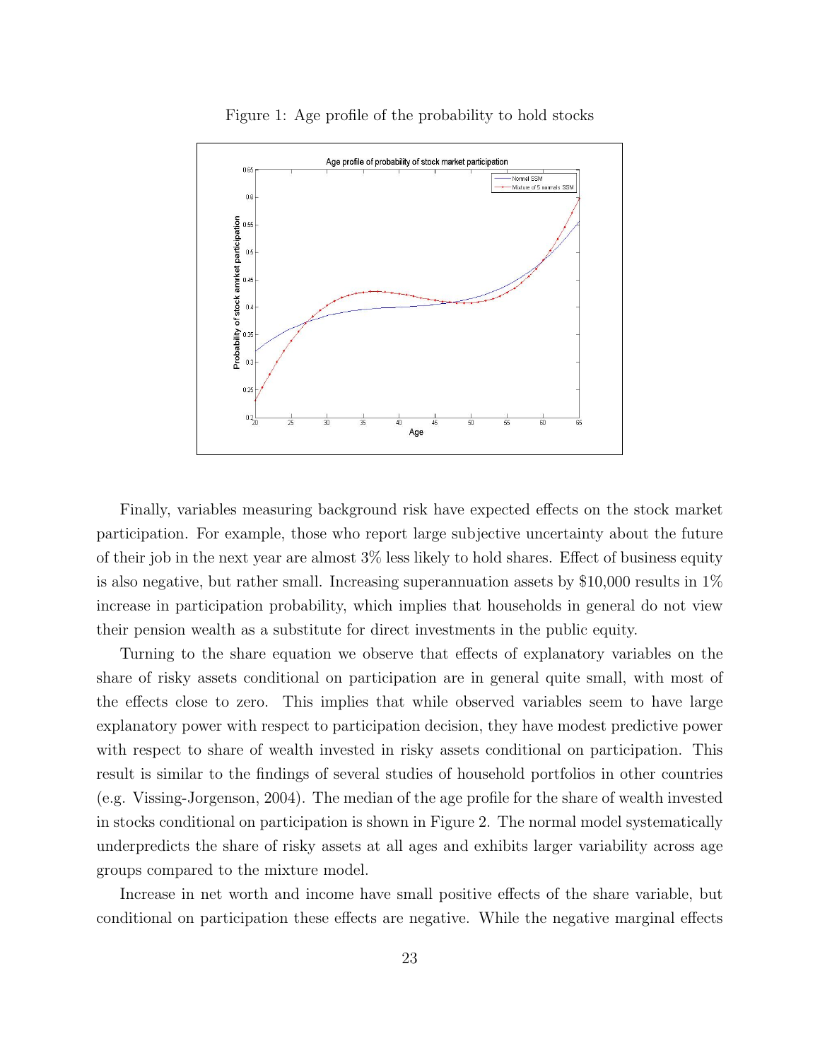Figure 1: Age profile of the probability to hold stocks

Finally, variables measuring background risk have expected effects on the stock market participation. For example, those who report large subjective uncertainty about the future of their job in the next year are almost 3% less likely to hold shares. Effect of business equity is also negative, but rather small. Increasing superannuation assets by $10,000 results in 1% increase in participation probability, which implies that households in general do not view their pension wealth as a substitute for direct investments in the public equity.

Turning to the share equation we observe that effects of explanatory variables on the share of risky assets conditional on participation are in general quite small, with most of the effects close to zero. This implies that while observed variables seem to have large explanatory power with respect to participation decision, they have modest predictive power with respect to share of wealth invested in risky assets conditional on participation. This result is similar to the findings of several studies of household portfolios in other countries (e.g. Vissing-Jorgenson, 2004). The median of the age profile for the share of wealth invested in stocks conditional on participation is shown in Figure 2. The normal model systematically underpredicts the share of risky assets at all ages and exhibits larger variability across age groups compared to the mixture model.

Increase in net worth and income have small positive effects of the share variable, but conditional on participation these effects are negative. While the negative marginal effects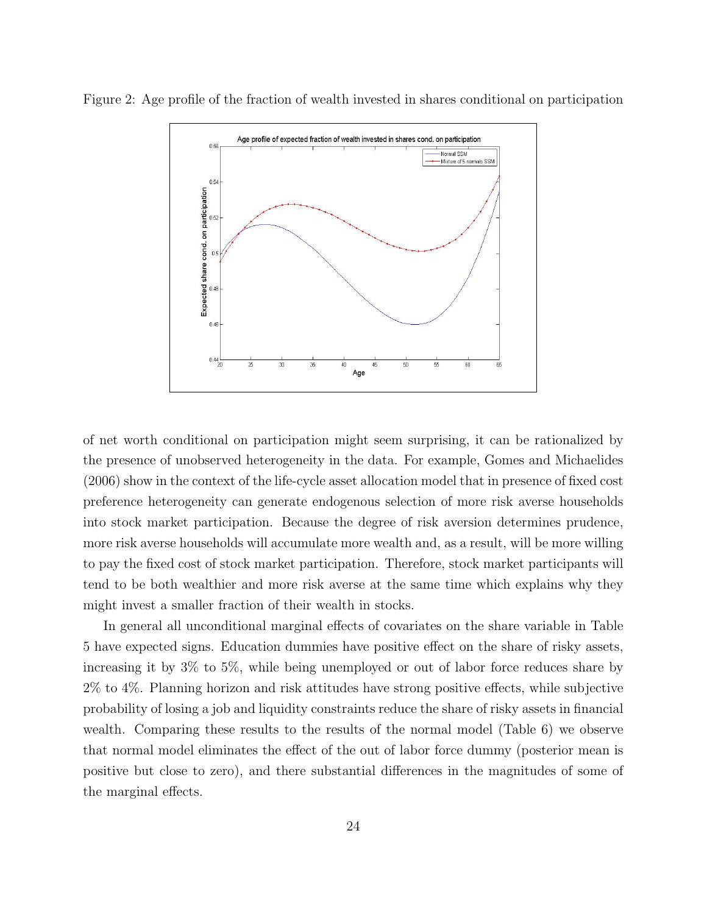Figure 2: Age profile of the fraction of wealth invested in shares conditional on participation

of net worth conditional on participation might seem surprising, it can be rationalized by the presence of unobserved heterogeneity in the data. For example, Gomes and Michaelides (2006) show in the context of the life-cycle asset allocation model that in presence of fixed cost preference heterogeneity can generate endogenous selection of more risk averse households into stock market participation. Because the degree of risk aversion determines prudence, more risk averse households will accumulate more wealth and, as a result, will be more willing to pay the fixed cost of stock market participation. Therefore, stock market participants will tend to be both wealthier and more risk averse at the same time which explains why they might invest a smaller fraction of their wealth in stocks.

In general all unconditional marginal effects of covariates on the share variable in Table 5 have expected signs. Education dummies have positive effect on the share of risky assets, increasing it by 3% to 5%, while being unemployed or out of labor force reduces share by 2% to 4%. Planning horizon and risk attitudes have strong positive effects, while subjective probability of losing a job and liquidity constraints reduce the share of risky assets in financial wealth. Comparing these results to the results of the normal model (Table 6) we observe that normal model eliminates the effect of the out of labor force dummy (posterior mean is positive but close to zero), and there substantial differences in the magnitudes of some of the marginal effects.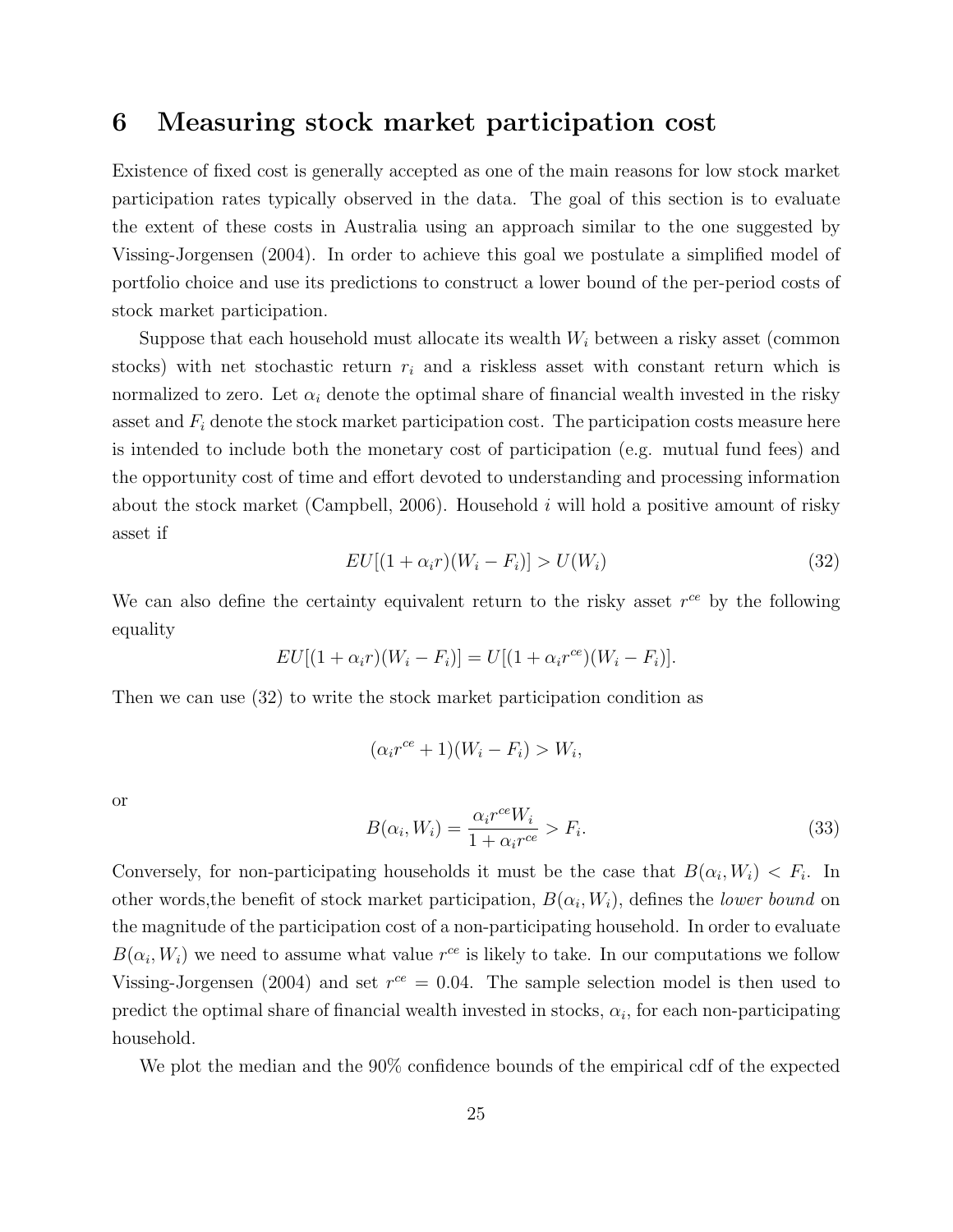# 6 Measuring stock market participation cost

Existence of fixed cost is generally accepted as one of the main reasons for low stock market participation rates typically observed in the data. The goal of this section is to evaluate the extent of these costs in Australia using an approach similar to the one suggested by Vissing-Jorgensen (2004). In order to achieve this goal we postulate a simplified model of portfolio choice and use its predictions to construct a lower bound of the per-period costs of stock market participation.

Suppose that each household must allocate its wealth $W_i$ between a risky asset (common stocks) with net stochastic return $r_i$ and a riskless asset with constant return which is normalized to zero. Let $\alpha_i$ denote the optimal share of financial wealth invested in the risky asset and $F_i$ denote the stock market participation cost. The participation costs measure here is intended to include both the monetary cost of participation (e.g. mutual fund fees) and the opportunity cost of time and effort devoted to understanding and processing information about the stock market (Campbell, 2006). Household $i$ will hold a positive amount of risky asset if

$$EU[(1 + \alpha_i r)(W_i - F_i)] > U(W_i) \tag{32}$$

We can also define the certainty equivalent return to the risky asset $r^{ce}$ by the following equality

$$EU[(1 + \alpha_i r)(W_i - F_i)] = U[(1 + \alpha_i r^{ce})(W_i - F_i)].$$

Then we can use (32) to write the stock market participation condition as

$$(\alpha_i r^{ce} + 1)(W_i - F_i) > W_i,$$

or

$$B(\alpha_i, W_i) = \frac{\alpha_i r^{ce} W_i}{1 + \alpha_i r^{ce}} > F_i. \tag{33}$$

Conversely, for non-participating households it must be the case that $B(\alpha_i, W_i) < F_i$. In other words,the benefit of stock market participation, $B(\alpha_i, W_i)$, defines the *lower bound* on the magnitude of the participation cost of a non-participating household. In order to evaluate $B(\alpha_i, W_i)$ we need to assume what value $r^{ce}$ is likely to take. In our computations we follow Vissing-Jorgensen (2004) and set $r^{ce} = 0.04$. The sample selection model is then used to predict the optimal share of financial wealth invested in stocks, $\alpha_i$, for each non-participating household.

We plot the median and the 90% confidence bounds of the empirical cdf of the expected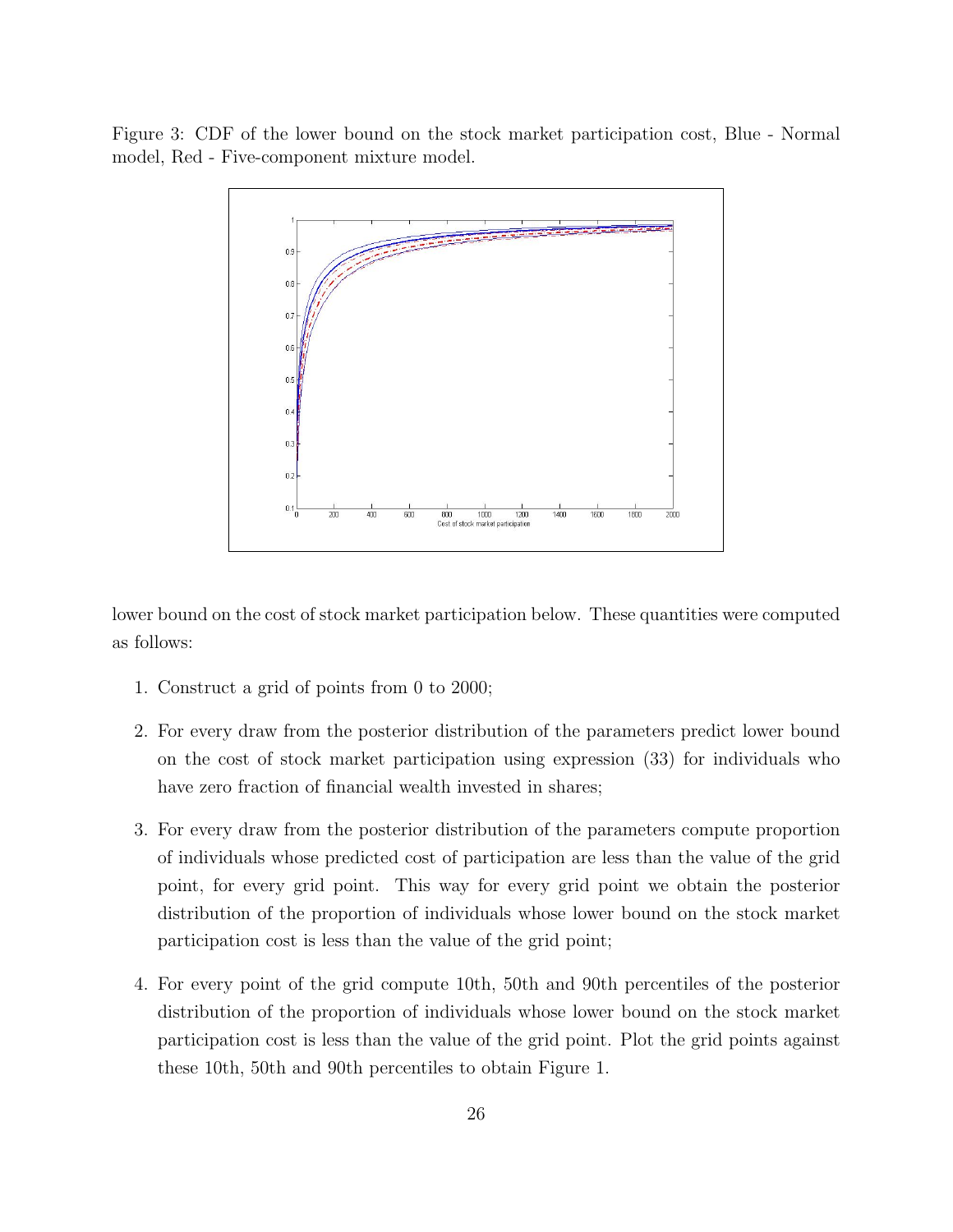Figure 3: CDF of the lower bound on the stock market participation cost, Blue - Normal model, Red - Five-component mixture model.

lower bound on the cost of stock market participation below. These quantities were computed as follows:

1. Construct a grid of points from 0 to 2000;
2. For every draw from the posterior distribution of the parameters predict lower bound on the cost of stock market participation using expression (33) for individuals who have zero fraction of financial wealth invested in shares;
3. For every draw from the posterior distribution of the parameters compute proportion of individuals whose predicted cost of participation are less than the value of the grid point, for every grid point. This way for every grid point we obtain the posterior distribution of the proportion of individuals whose lower bound on the stock market participation cost is less than the value of the grid point;
4. For every point of the grid compute 10th, 50th and 90th percentiles of the posterior distribution of the proportion of individuals whose lower bound on the stock market participation cost is less than the value of the grid point. Plot the grid points against these 10th, 50th and 90th percentiles to obtain Figure 1.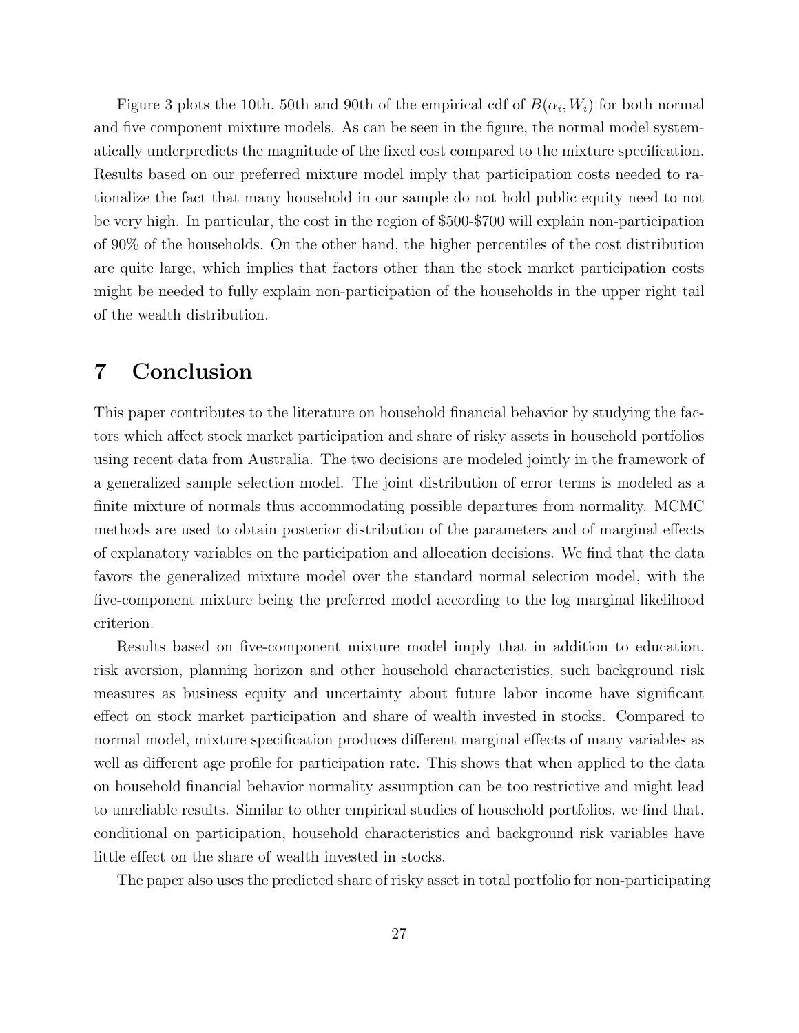Figure 3 plots the 10th, 50th and 90th of the empirical cdf of $B(\alpha_i, W_i)$ for both normal and five component mixture models. As can be seen in the figure, the normal model systematically underpredicts the magnitude of the fixed cost compared to the mixture specification. Results based on our preferred mixture model imply that participation costs needed to rationalize the fact that many household in our sample do not hold public equity need to not be very high. In particular, the cost in the region of $500-$700 will explain non-participation of 90% of the households. On the other hand, the higher percentiles of the cost distribution are quite large, which implies that factors other than the stock market participation costs might be needed to fully explain non-participation of the households in the upper right tail of the wealth distribution.

# 7 Conclusion

This paper contributes to the literature on household financial behavior by studying the factors which affect stock market participation and share of risky assets in household portfolios using recent data from Australia. The two decisions are modeled jointly in the framework of a generalized sample selection model. The joint distribution of error terms is modeled as a finite mixture of normals thus accommodating possible departures from normality. MCMC methods are used to obtain posterior distribution of the parameters and of marginal effects of explanatory variables on the participation and allocation decisions. We find that the data favors the generalized mixture model over the standard normal selection model, with the five-component mixture being the preferred model according to the log marginal likelihood criterion.

Results based on five-component mixture model imply that in addition to education, risk aversion, planning horizon and other household characteristics, such background risk measures as business equity and uncertainty about future labor income have significant effect on stock market participation and share of wealth invested in stocks. Compared to normal model, mixture specification produces different marginal effects of many variables as well as different age profile for participation rate. This shows that when applied to the data on household financial behavior normality assumption can be too restrictive and might lead to unreliable results. Similar to other empirical studies of household portfolios, we find that, conditional on participation, household characteristics and background risk variables have little effect on the share of wealth invested in stocks.

The paper also uses the predicted share of risky asset in total portfolio for non-participating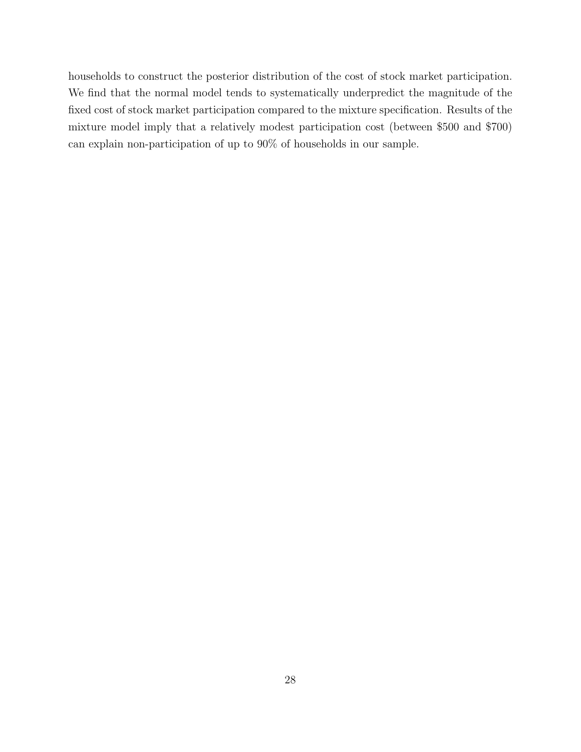households to construct the posterior distribution of the cost of stock market participation. We find that the normal model tends to systematically underpredict the magnitude of the fixed cost of stock market participation compared to the mixture specification. Results of the mixture model imply that a relatively modest participation cost (between $500 and $700) can explain non-participation of up to 90% of households in our sample.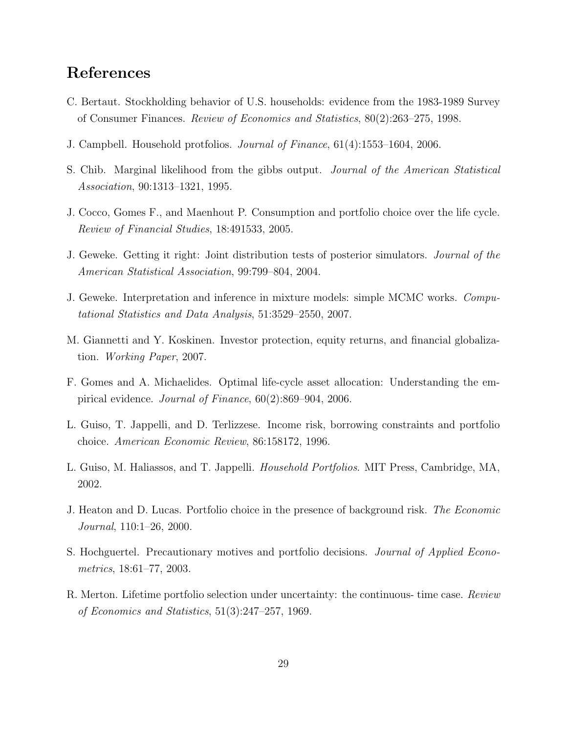## References

C. Bertaut. Stockholding behavior of U.S. households: evidence from the 1983-1989 Survey of Consumer Finances. *Review of Economics and Statistics*, 80(2):263–275, 1998.

J. Campbell. Household protfolios. *Journal of Finance*, 61(4):1553–1604, 2006.

S. Chib. Marginal likelihood from the gibbs output. *Journal of the American Statistical Association*, 90:1313–1321, 1995.

J. Cocco, Gomes F., and Maenhout P. Consumption and portfolio choice over the life cycle. *Review of Financial Studies*, 18:491533, 2005.

J. Geweke. Getting it right: Joint distribution tests of posterior simulators. *Journal of the American Statistical Association*, 99:799–804, 2004.

J. Geweke. Interpretation and inference in mixture models: simple MCMC works. *Computational Statistics and Data Analysis*, 51:3529–2550, 2007.

M. Giannetti and Y. Koskinen. Investor protection, equity returns, and financial globalization. *Working Paper*, 2007.

F. Gomes and A. Michaelides. Optimal life-cycle asset allocation: Understanding the empirical evidence. *Journal of Finance*, 60(2):869–904, 2006.

L. Guiso, T. Jappelli, and D. Terlizzese. Income risk, borrowing constraints and portfolio choice. *American Economic Review*, 86:158172, 1996.

L. Guiso, M. Haliassos, and T. Jappelli. *Household Portfolios*. MIT Press, Cambridge, MA, 2002.

J. Heaton and D. Lucas. Portfolio choice in the presence of background risk. *The Economic Journal*, 110:1–26, 2000.

S. Hochguertel. Precautionary motives and portfolio decisions. *Journal of Applied Econometrics*, 18:61–77, 2003.

R. Merton. Lifetime portfolio selection under uncertainty: the continuous- time case. *Review of Economics and Statistics*, 51(3):247–257, 1969.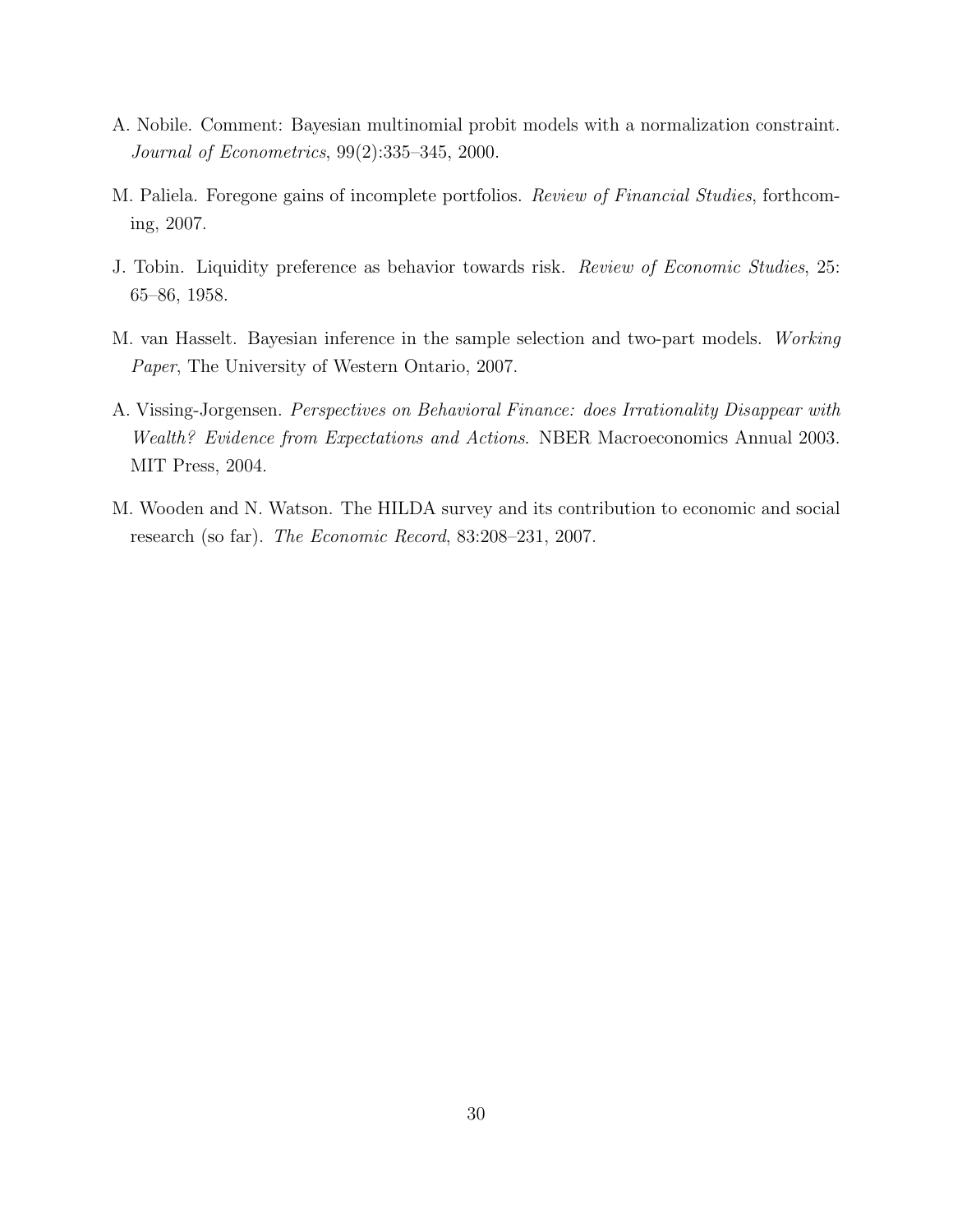A. Nobile. Comment: Bayesian multinomial probit models with a normalization constraint. *Journal of Econometrics*, 99(2):335–345, 2000.

M. Paliela. Foregone gains of incomplete portfolios. *Review of Financial Studies*, forthcoming, 2007.

J. Tobin. Liquidity preference as behavior towards risk. *Review of Economic Studies*, 25: 65–86, 1958.

M. van Hasselt. Bayesian inference in the sample selection and two-part models. *Working Paper*, The University of Western Ontario, 2007.

A. Vissing-Jorgensen. *Perspectives on Behavioral Finance: does Irrationality Disappear with Wealth? Evidence from Expectations and Actions*. NBER Macroeconomics Annual 2003. MIT Press, 2004.

M. Wooden and N. Watson. The HILDA survey and its contribution to economic and social research (so far). *The Economic Record*, 83:208–231, 2007.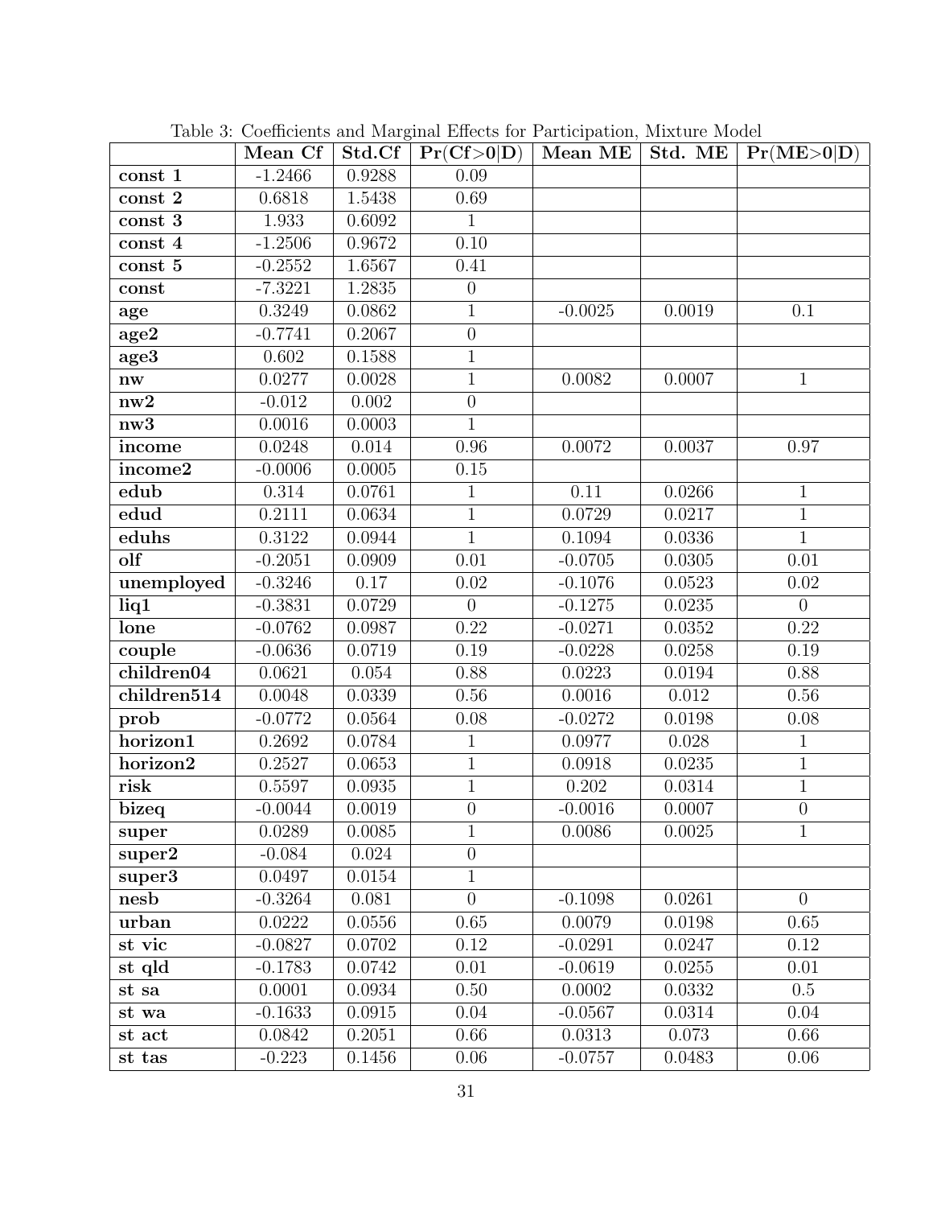Table 3: Coefficients and Marginal Effects for Participation, Mixture Model

| | **Mean Cf** | **Std.Cf** | **Pr(Cf>0\|D)** | **Mean ME** | **Std. ME** | **Pr(ME>0\|D)** |
|---|---|---|---|---|---|---|
| **const 1** | -1.2466 | 0.9288 | 0.09 | | | |
| **const 2** | 0.6818 | 1.5438 | 0.69 | | | |
| **const 3** | 1.933 | 0.6092 | 1 | | | |
| **const 4** | -1.2506 | 0.9672 | 0.10 | | | |
| **const 5** | -0.2552 | 1.6567 | 0.41 | | | |
| **const** | -7.3221 | 1.2835 | 0 | | | |
| **age** | 0.3249 | 0.0862 | 1 | -0.0025 | 0.0019 | 0.1 |
| **age2** | -0.7741 | 0.2067 | 0 | | | |
| **age3** | 0.602 | 0.1588 | 1 | | | |
| **nw** | 0.0277 | 0.0028 | 1 | 0.0082 | 0.0007 | 1 |
| **nw2** | -0.012 | 0.002 | 0 | | | |
| **nw3** | 0.0016 | 0.0003 | 1 | | | |
| **income** | 0.0248 | 0.014 | 0.96 | 0.0072 | 0.0037 | 0.97 |
| **income2** | -0.0006 | 0.0005 | 0.15 | | | |
| **edub** | 0.314 | 0.0761 | 1 | 0.11 | 0.0266 | 1 |
| **edud** | 0.2111 | 0.0634 | 1 | 0.0729 | 0.0217 | 1 |
| **eduhs** | 0.3122 | 0.0944 | 1 | 0.1094 | 0.0336 | 1 |
| **olf** | -0.2051 | 0.0909 | 0.01 | -0.0705 | 0.0305 | 0.01 |
| **unemployed** | -0.3246 | 0.17 | 0.02 | -0.1076 | 0.0523 | 0.02 |
| **liq1** | -0.3831 | 0.0729 | 0 | -0.1275 | 0.0235 | 0 |
| **lone** | -0.0762 | 0.0987 | 0.22 | -0.0271 | 0.0352 | 0.22 |
| **couple** | -0.0636 | 0.0719 | 0.19 | -0.0228 | 0.0258 | 0.19 |
| **children04** | 0.0621 | 0.054 | 0.88 | 0.0223 | 0.0194 | 0.88 |
| **children514** | 0.0048 | 0.0339 | 0.56 | 0.0016 | 0.012 | 0.56 |
| **prob** | -0.0772 | 0.0564 | 0.08 | -0.0272 | 0.0198 | 0.08 |
| **horizon1** | 0.2692 | 0.0784 | 1 | 0.0977 | 0.028 | 1 |
| **horizon2** | 0.2527 | 0.0653 | 1 | 0.0918 | 0.0235 | 1 |
| **risk** | 0.5597 | 0.0935 | 1 | 0.202 | 0.0314 | 1 |
| **bizeq** | -0.0044 | 0.0019 | 0 | -0.0016 | 0.0007 | 0 |
| **super** | 0.0289 | 0.0085 | 1 | 0.0086 | 0.0025 | 1 |
| **super2** | -0.084 | 0.024 | 0 | | | |
| **super3** | 0.0497 | 0.0154 | 1 | | | |
| **nesb** | -0.3264 | 0.081 | 0 | -0.1098 | 0.0261 | 0 |
| **urban** | 0.0222 | 0.0556 | 0.65 | 0.0079 | 0.0198 | 0.65 |
| **st vic** | -0.0827 | 0.0702 | 0.12 | -0.0291 | 0.0247 | 0.12 |
| **st qld** | -0.1783 | 0.0742 | 0.01 | -0.0619 | 0.0255 | 0.01 |
| **st sa** | 0.0001 | 0.0934 | 0.50 | 0.0002 | 0.0332 | 0.5 |
| **st wa** | -0.1633 | 0.0915 | 0.04 | -0.0567 | 0.0314 | 0.04 |
| **st act** | 0.0842 | 0.2051 | 0.66 | 0.0313 | 0.073 | 0.66 |
| **st tas** | -0.223 | 0.1456 | 0.06 | -0.0757 | 0.0483 | 0.06 |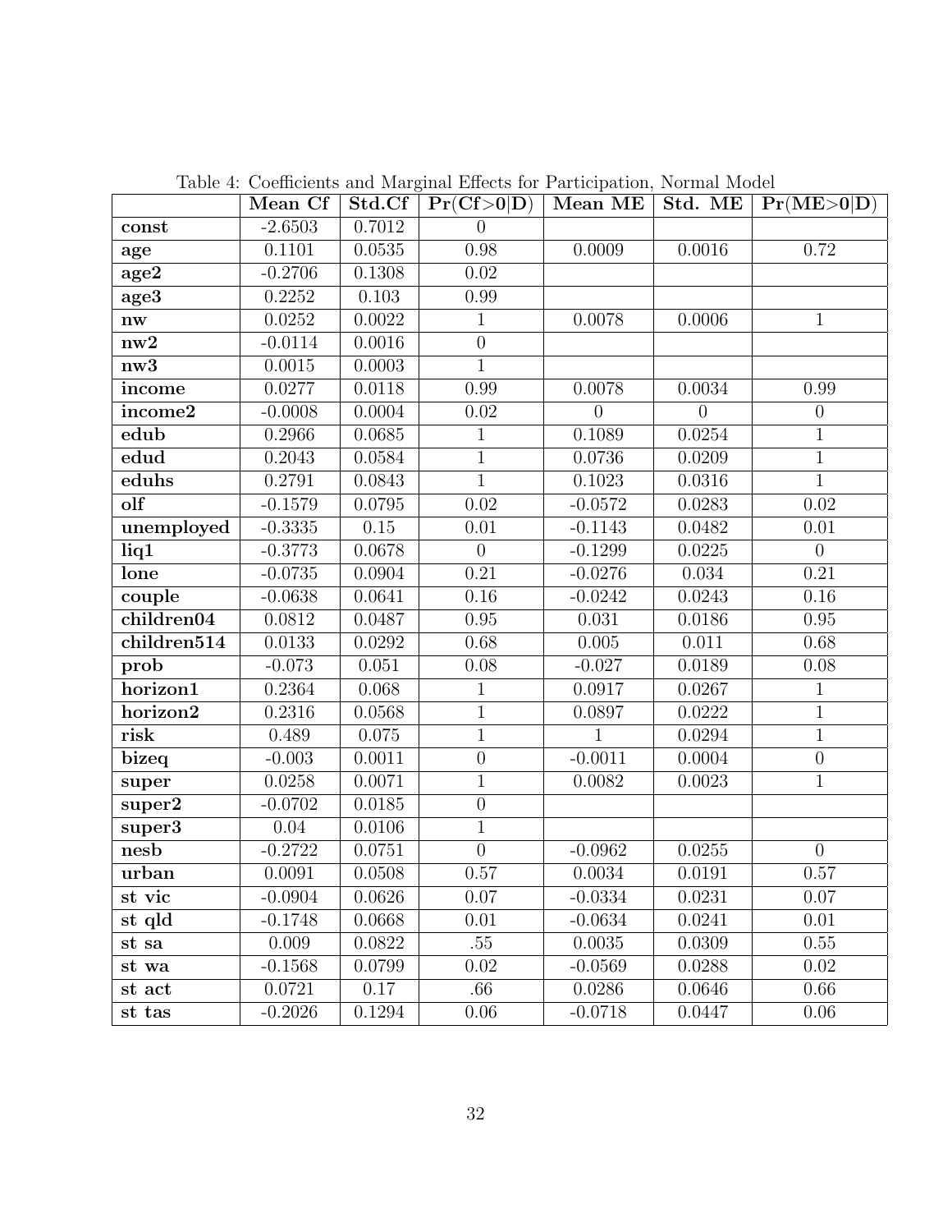Table 4: Coefficients and Marginal Effects for Participation, Normal Model

| | Mean Cf | Std.Cf | Pr(Cf>0\|D) | Mean ME | Std. ME | Pr(ME>0\|D) |
|---|---|---|---|---|---|---|
| **const** | -2.6503 | 0.7012 | 0 | | | |
| **age** | 0.1101 | 0.0535 | 0.98 | 0.0009 | 0.0016 | 0.72 |
| **age2** | -0.2706 | 0.1308 | 0.02 | | | |
| **age3** | 0.2252 | 0.103 | 0.99 | | | |
| **nw** | 0.0252 | 0.0022 | 1 | 0.0078 | 0.0006 | 1 |
| **nw2** | -0.0114 | 0.0016 | 0 | | | |
| **nw3** | 0.0015 | 0.0003 | 1 | | | |
| **income** | 0.0277 | 0.0118 | 0.99 | 0.0078 | 0.0034 | 0.99 |
| **income2** | -0.0008 | 0.0004 | 0.02 | 0 | 0 | 0 |
| **edub** | 0.2966 | 0.0685 | 1 | 0.1089 | 0.0254 | 1 |
| **edud** | 0.2043 | 0.0584 | 1 | 0.0736 | 0.0209 | 1 |
| **eduhs** | 0.2791 | 0.0843 | 1 | 0.1023 | 0.0316 | 1 |
| **olf** | -0.1579 | 0.0795 | 0.02 | -0.0572 | 0.0283 | 0.02 |
| **unemployed** | -0.3335 | 0.15 | 0.01 | -0.1143 | 0.0482 | 0.01 |
| **liq1** | -0.3773 | 0.0678 | 0 | -0.1299 | 0.0225 | 0 |
| **lone** | -0.0735 | 0.0904 | 0.21 | -0.0276 | 0.034 | 0.21 |
| **couple** | -0.0638 | 0.0641 | 0.16 | -0.0242 | 0.0243 | 0.16 |
| **children04** | 0.0812 | 0.0487 | 0.95 | 0.031 | 0.0186 | 0.95 |
| **children514** | 0.0133 | 0.0292 | 0.68 | 0.005 | 0.011 | 0.68 |
| **prob** | -0.073 | 0.051 | 0.08 | -0.027 | 0.0189 | 0.08 |
| **horizon1** | 0.2364 | 0.068 | 1 | 0.0917 | 0.0267 | 1 |
| **horizon2** | 0.2316 | 0.0568 | 1 | 0.0897 | 0.0222 | 1 |
| **risk** | 0.489 | 0.075 | 1 | 1 | 0.0294 | 1 |
| **bizeq** | -0.003 | 0.0011 | 0 | -0.0011 | 0.0004 | 0 |
| **super** | 0.0258 | 0.0071 | 1 | 0.0082 | 0.0023 | 1 |
| **super2** | -0.0702 | 0.0185 | 0 | | | |
| **super3** | 0.04 | 0.0106 | 1 | | | |
| **nesb** | -0.2722 | 0.0751 | 0 | -0.0962 | 0.0255 | 0 |
| **urban** | 0.0091 | 0.0508 | 0.57 | 0.0034 | 0.0191 | 0.57 |
| **st vic** | -0.0904 | 0.0626 | 0.07 | -0.0334 | 0.0231 | 0.07 |
| **st qld** | -0.1748 | 0.0668 | 0.01 | -0.0634 | 0.0241 | 0.01 |
| **st sa** | 0.009 | 0.0822 | .55 | 0.0035 | 0.0309 | 0.55 |
| **st wa** | -0.1568 | 0.0799 | 0.02 | -0.0569 | 0.0288 | 0.02 |
| **st act** | 0.0721 | 0.17 | .66 | 0.0286 | 0.0646 | 0.66 |
| **st tas** | -0.2026 | 0.1294 | 0.06 | -0.0718 | 0.0447 | 0.06 |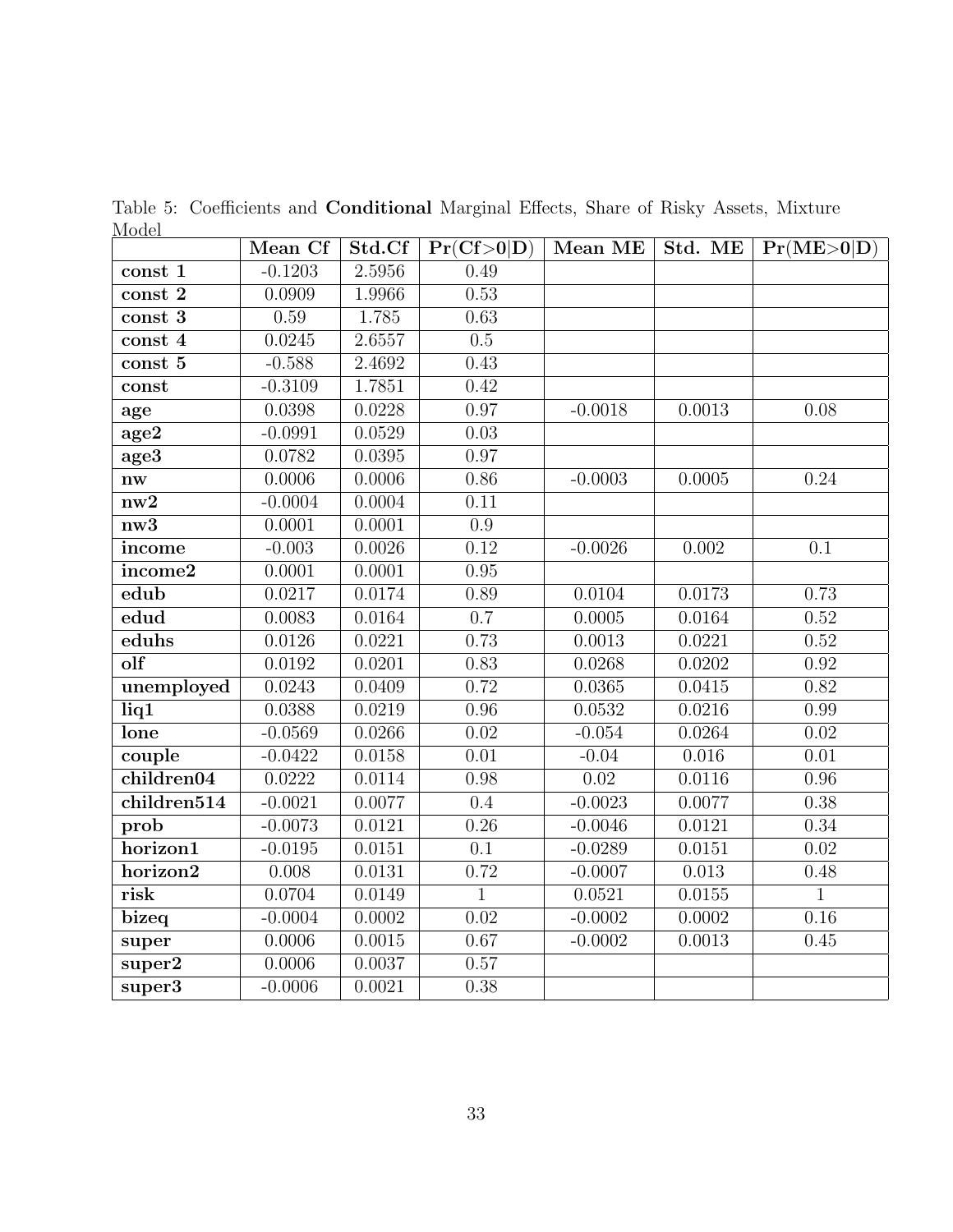Table 5: Coefficients and **Conditional** Marginal Effects, Share of Risky Assets, Mixture Model

| | Mean Cf | Std.Cf | Pr(Cf>0\|D) | Mean ME | Std. ME | Pr(ME>0\|D) |
|---|---|---|---|---|---|---|
| **const 1** | -0.1203 | 2.5956 | 0.49 | | | |
| **const 2** | 0.0909 | 1.9966 | 0.53 | | | |
| **const 3** | 0.59 | 1.785 | 0.63 | | | |
| **const 4** | 0.0245 | 2.6557 | 0.5 | | | |
| **const 5** | -0.588 | 2.4692 | 0.43 | | | |
| **const** | -0.3109 | 1.7851 | 0.42 | | | |
| **age** | 0.0398 | 0.0228 | 0.97 | -0.0018 | 0.0013 | 0.08 |
| **age2** | -0.0991 | 0.0529 | 0.03 | | | |
| **age3** | 0.0782 | 0.0395 | 0.97 | | | |
| **nw** | 0.0006 | 0.0006 | 0.86 | -0.0003 | 0.0005 | 0.24 |
| **nw2** | -0.0004 | 0.0004 | 0.11 | | | |
| **nw3** | 0.0001 | 0.0001 | 0.9 | | | |
| **income** | -0.003 | 0.0026 | 0.12 | -0.0026 | 0.002 | 0.1 |
| **income2** | 0.0001 | 0.0001 | 0.95 | | | |
| **edub** | 0.0217 | 0.0174 | 0.89 | 0.0104 | 0.0173 | 0.73 |
| **edud** | 0.0083 | 0.0164 | 0.7 | 0.0005 | 0.0164 | 0.52 |
| **eduhs** | 0.0126 | 0.0221 | 0.73 | 0.0013 | 0.0221 | 0.52 |
| **olf** | 0.0192 | 0.0201 | 0.83 | 0.0268 | 0.0202 | 0.92 |
| **unemployed** | 0.0243 | 0.0409 | 0.72 | 0.0365 | 0.0415 | 0.82 |
| **liq1** | 0.0388 | 0.0219 | 0.96 | 0.0532 | 0.0216 | 0.99 |
| **lone** | -0.0569 | 0.0266 | 0.02 | -0.054 | 0.0264 | 0.02 |
| **couple** | -0.0422 | 0.0158 | 0.01 | -0.04 | 0.016 | 0.01 |
| **children04** | 0.0222 | 0.0114 | 0.98 | 0.02 | 0.0116 | 0.96 |
| **children514** | -0.0021 | 0.0077 | 0.4 | -0.0023 | 0.0077 | 0.38 |
| **prob** | -0.0073 | 0.0121 | 0.26 | -0.0046 | 0.0121 | 0.34 |
| **horizon1** | -0.0195 | 0.0151 | 0.1 | -0.0289 | 0.0151 | 0.02 |
| **horizon2** | 0.008 | 0.0131 | 0.72 | -0.0007 | 0.013 | 0.48 |
| **risk** | 0.0704 | 0.0149 | 1 | 0.0521 | 0.0155 | 1 |
| **bizeq** | -0.0004 | 0.0002 | 0.02 | -0.0002 | 0.0002 | 0.16 |
| **super** | 0.0006 | 0.0015 | 0.67 | -0.0002 | 0.0013 | 0.45 |
| **super2** | 0.0006 | 0.0037 | 0.57 | | | |
| **super3** | -0.0006 | 0.0021 | 0.38 | | | |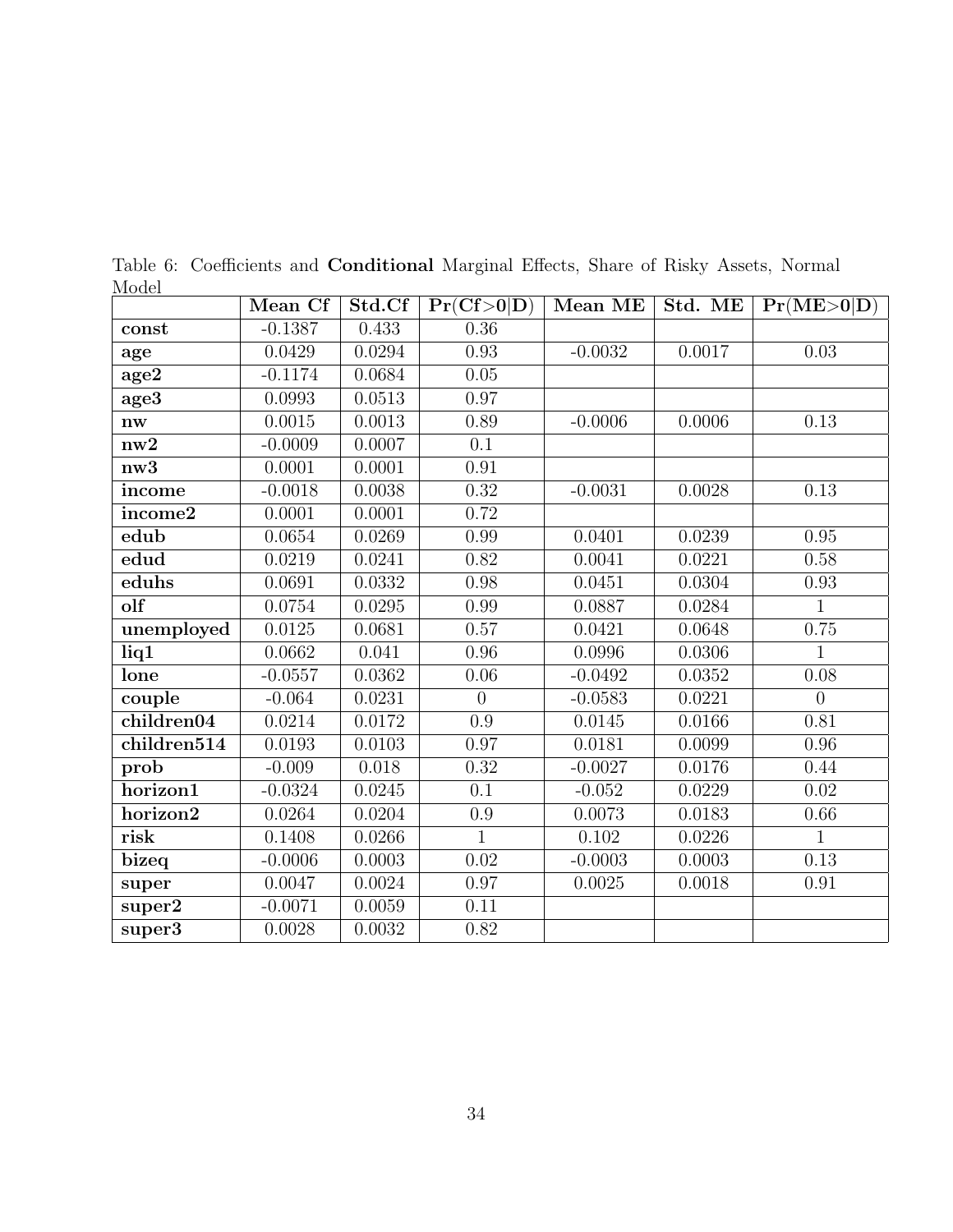Table 6: Coefficients and **Conditional** Marginal Effects, Share of Risky Assets, Normal Model

| | **Mean Cf** | **Std.Cf** | **Pr(Cf>0\|D)** | **Mean ME** | **Std. ME** | **Pr(ME>0\|D)** |
|---|---|---|---|---|---|---|
| **const** | -0.1387 | 0.433 | 0.36 | | | |
| **age** | 0.0429 | 0.0294 | 0.93 | -0.0032 | 0.0017 | 0.03 |
| **age2** | -0.1174 | 0.0684 | 0.05 | | | |
| **age3** | 0.0993 | 0.0513 | 0.97 | | | |
| **nw** | 0.0015 | 0.0013 | 0.89 | -0.0006 | 0.0006 | 0.13 |
| **nw2** | -0.0009 | 0.0007 | 0.1 | | | |
| **nw3** | 0.0001 | 0.0001 | 0.91 | | | |
| **income** | -0.0018 | 0.0038 | 0.32 | -0.0031 | 0.0028 | 0.13 |
| **income2** | 0.0001 | 0.0001 | 0.72 | | | |
| **edub** | 0.0654 | 0.0269 | 0.99 | 0.0401 | 0.0239 | 0.95 |
| **edud** | 0.0219 | 0.0241 | 0.82 | 0.0041 | 0.0221 | 0.58 |
| **eduhs** | 0.0691 | 0.0332 | 0.98 | 0.0451 | 0.0304 | 0.93 |
| **olf** | 0.0754 | 0.0295 | 0.99 | 0.0887 | 0.0284 | 1 |
| **unemployed** | 0.0125 | 0.0681 | 0.57 | 0.0421 | 0.0648 | 0.75 |
| **liq1** | 0.0662 | 0.041 | 0.96 | 0.0996 | 0.0306 | 1 |
| **lone** | -0.0557 | 0.0362 | 0.06 | -0.0492 | 0.0352 | 0.08 |
| **couple** | -0.064 | 0.0231 | 0 | -0.0583 | 0.0221 | 0 |
| **children04** | 0.0214 | 0.0172 | 0.9 | 0.0145 | 0.0166 | 0.81 |
| **children514** | 0.0193 | 0.0103 | 0.97 | 0.0181 | 0.0099 | 0.96 |
| **prob** | -0.009 | 0.018 | 0.32 | -0.0027 | 0.0176 | 0.44 |
| **horizon1** | -0.0324 | 0.0245 | 0.1 | -0.052 | 0.0229 | 0.02 |
| **horizon2** | 0.0264 | 0.0204 | 0.9 | 0.0073 | 0.0183 | 0.66 |
| **risk** | 0.1408 | 0.0266 | 1 | 0.102 | 0.0226 | 1 |
| **bizeq** | -0.0006 | 0.0003 | 0.02 | -0.0003 | 0.0003 | 0.13 |
| **super** | 0.0047 | 0.0024 | 0.97 | 0.0025 | 0.0018 | 0.91 |
| **super2** | -0.0071 | 0.0059 | 0.11 | | | |
| **super3** | 0.0028 | 0.0032 | 0.82 | | | |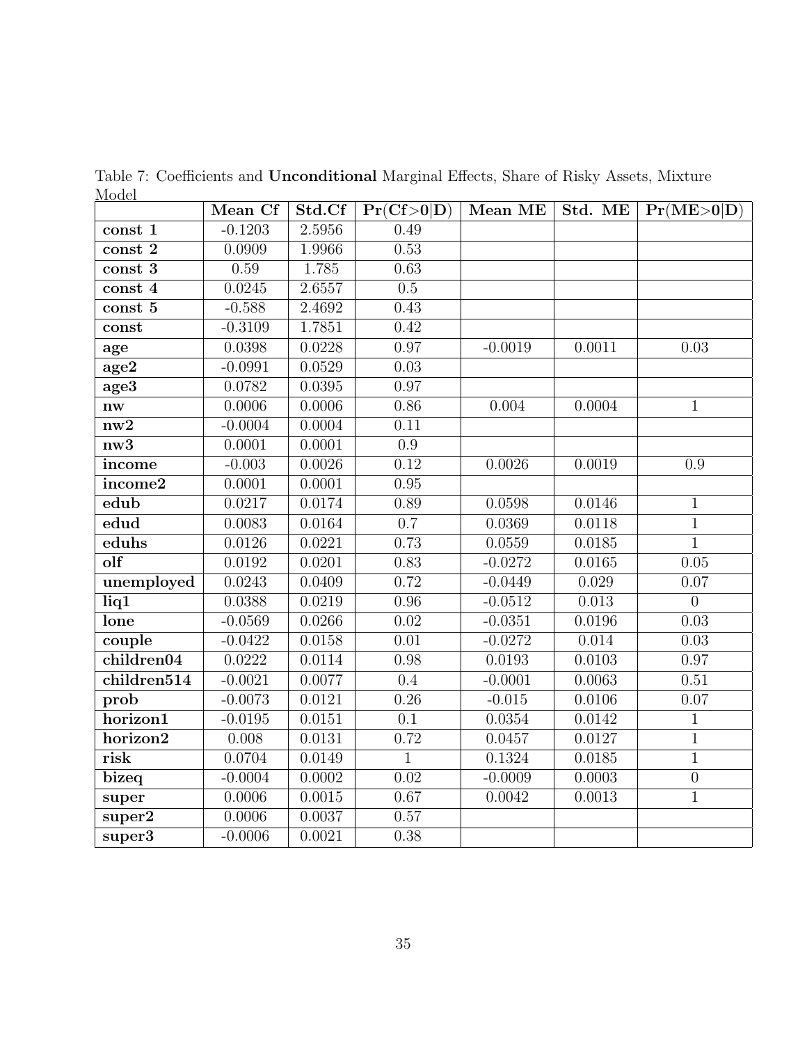Table 7: Coefficients and **Unconditional** Marginal Effects, Share of Risky Assets, Mixture Model

| | Mean Cf | Std.Cf | Pr(Cf>0\|D) | Mean ME | Std. ME | Pr(ME>0\|D) |
|---|---|---|---|---|---|---|
| **const 1** | -0.1203 | 2.5956 | 0.49 | | | |
| **const 2** | 0.0909 | 1.9966 | 0.53 | | | |
| **const 3** | 0.59 | 1.785 | 0.63 | | | |
| **const 4** | 0.0245 | 2.6557 | 0.5 | | | |
| **const 5** | -0.588 | 2.4692 | 0.43 | | | |
| **const** | -0.3109 | 1.7851 | 0.42 | | | |
| **age** | 0.0398 | 0.0228 | 0.97 | -0.0019 | 0.0011 | 0.03 |
| **age2** | -0.0991 | 0.0529 | 0.03 | | | |
| **age3** | 0.0782 | 0.0395 | 0.97 | | | |
| **nw** | 0.0006 | 0.0006 | 0.86 | 0.004 | 0.0004 | 1 |
| **nw2** | -0.0004 | 0.0004 | 0.11 | | | |
| **nw3** | 0.0001 | 0.0001 | 0.9 | | | |
| **income** | -0.003 | 0.0026 | 0.12 | 0.0026 | 0.0019 | 0.9 |
| **income2** | 0.0001 | 0.0001 | 0.95 | | | |
| **edub** | 0.0217 | 0.0174 | 0.89 | 0.0598 | 0.0146 | 1 |
| **edud** | 0.0083 | 0.0164 | 0.7 | 0.0369 | 0.0118 | 1 |
| **eduhs** | 0.0126 | 0.0221 | 0.73 | 0.0559 | 0.0185 | 1 |
| **olf** | 0.0192 | 0.0201 | 0.83 | -0.0272 | 0.0165 | 0.05 |
| **unemployed** | 0.0243 | 0.0409 | 0.72 | -0.0449 | 0.029 | 0.07 |
| **liq1** | 0.0388 | 0.0219 | 0.96 | -0.0512 | 0.013 | 0 |
| **lone** | -0.0569 | 0.0266 | 0.02 | -0.0351 | 0.0196 | 0.03 |
| **couple** | -0.0422 | 0.0158 | 0.01 | -0.0272 | 0.014 | 0.03 |
| **children04** | 0.0222 | 0.0114 | 0.98 | 0.0193 | 0.0103 | 0.97 |
| **children514** | -0.0021 | 0.0077 | 0.4 | -0.0001 | 0.0063 | 0.51 |
| **prob** | -0.0073 | 0.0121 | 0.26 | -0.015 | 0.0106 | 0.07 |
| **horizon1** | -0.0195 | 0.0151 | 0.1 | 0.0354 | 0.0142 | 1 |
| **horizon2** | 0.008 | 0.0131 | 0.72 | 0.0457 | 0.0127 | 1 |
| **risk** | 0.0704 | 0.0149 | 1 | 0.1324 | 0.0185 | 1 |
| **bizeq** | -0.0004 | 0.0002 | 0.02 | -0.0009 | 0.0003 | 0 |
| **super** | 0.0006 | 0.0015 | 0.67 | 0.0042 | 0.0013 | 1 |
| **super2** | 0.0006 | 0.0037 | 0.57 | | | |
| **super3** | -0.0006 | 0.0021 | 0.38 | | | |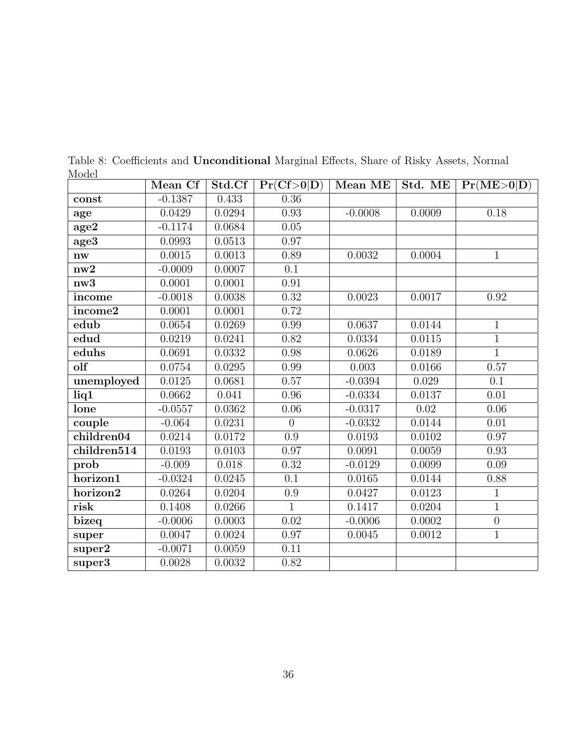Table 8: Coefficients and **Unconditional** Marginal Effects, Share of Risky Assets, Normal Model

| | Mean Cf | Std.Cf | Pr(Cf>0\|D) | Mean ME | Std. ME | Pr(ME>0\|D) |
|---|---|---|---|---|---|---|
| **const** | -0.1387 | 0.433 | 0.36 | | | |
| **age** | 0.0429 | 0.0294 | 0.93 | -0.0008 | 0.0009 | 0.18 |
| **age2** | -0.1174 | 0.0684 | 0.05 | | | |
| **age3** | 0.0993 | 0.0513 | 0.97 | | | |
| **nw** | 0.0015 | 0.0013 | 0.89 | 0.0032 | 0.0004 | 1 |
| **nw2** | -0.0009 | 0.0007 | 0.1 | | | |
| **nw3** | 0.0001 | 0.0001 | 0.91 | | | |
| **income** | -0.0018 | 0.0038 | 0.32 | 0.0023 | 0.0017 | 0.92 |
| **income2** | 0.0001 | 0.0001 | 0.72 | | | |
| **edub** | 0.0654 | 0.0269 | 0.99 | 0.0637 | 0.0144 | 1 |
| **edud** | 0.0219 | 0.0241 | 0.82 | 0.0334 | 0.0115 | 1 |
| **eduhs** | 0.0691 | 0.0332 | 0.98 | 0.0626 | 0.0189 | 1 |
| **olf** | 0.0754 | 0.0295 | 0.99 | 0.003 | 0.0166 | 0.57 |
| **unemployed** | 0.0125 | 0.0681 | 0.57 | -0.0394 | 0.029 | 0.1 |
| **liq1** | 0.0662 | 0.041 | 0.96 | -0.0334 | 0.0137 | 0.01 |
| **lone** | -0.0557 | 0.0362 | 0.06 | -0.0317 | 0.02 | 0.06 |
| **couple** | -0.064 | 0.0231 | 0 | -0.0332 | 0.0144 | 0.01 |
| **children04** | 0.0214 | 0.0172 | 0.9 | 0.0193 | 0.0102 | 0.97 |
| **children514** | 0.0193 | 0.0103 | 0.97 | 0.0091 | 0.0059 | 0.93 |
| **prob** | -0.009 | 0.018 | 0.32 | -0.0129 | 0.0099 | 0.09 |
| **horizon1** | -0.0324 | 0.0245 | 0.1 | 0.0165 | 0.0144 | 0.88 |
| **horizon2** | 0.0264 | 0.0204 | 0.9 | 0.0427 | 0.0123 | 1 |
| **risk** | 0.1408 | 0.0266 | 1 | 0.1417 | 0.0204 | 1 |
| **bizeq** | -0.0006 | 0.0003 | 0.02 | -0.0006 | 0.0002 | 0 |
| **super** | 0.0047 | 0.0024 | 0.97 | 0.0045 | 0.0012 | 1 |
| **super2** | -0.0071 | 0.0059 | 0.11 | | | |
| **super3** | 0.0028 | 0.0032 | 0.82 | | | |